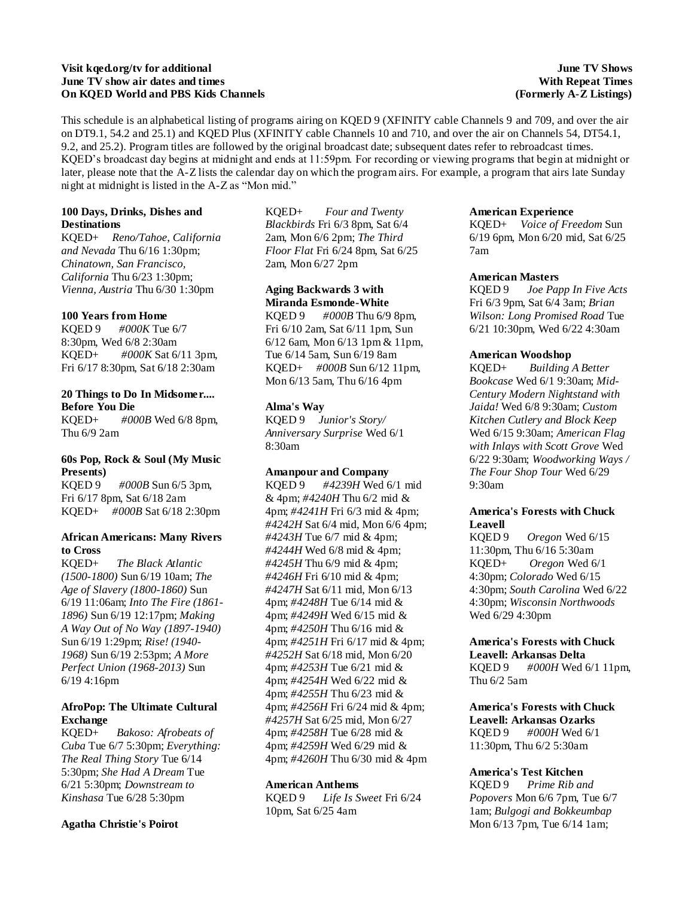**Visit kqed.org/tv for additional June TV show air dates and times On KQED World and PBS Kids Channels**

**June TV Shows With Repeat Times (Formerly A-Z Listings)**

This schedule is an alphabetical listing of programs airing on KQED 9 (XFINITY cable Channels 9 and 709, and over the air on DT9.1, 54.2 and 25.1) and KQED Plus (XFINITY cable Channels 10 and 710, and over the air on Channels 54, DT54.1, 9.2, and 25.2). Program titles are followed by the original broadcast date; subsequent dates refer to rebroadcast times. KQED's broadcast day begins at midnight and ends at 11:59pm. For recording or viewing programs that begin at midnight or later, please note that the A-Z lists the calendar day on which the program airs. For example, a program that airs late Sunday night at midnight is listed in the A-Z as "Mon mid."

**100 Days, Drinks, Dishes and Destinations**
KQED+ *Reno/Tahoe, California and Nevada* Thu 6/16 1:30pm; *Chinatown, San Francisco, California* Thu 6/23 1:30pm; *Vienna, Austria* Thu 6/30 1:30pm

**100 Years from Home**
KQED 9 *#000K* Tue 6/7 8:30pm, Wed 6/8 2:30am
KQED+ *#000K* Sat 6/11 3pm, Fri 6/17 8:30pm, Sat 6/18 2:30am

**20 Things to Do In Midsomer.... Before You Die**
KQED+ *#000B* Wed 6/8 8pm, Thu 6/9 2am

**60s Pop, Rock & Soul (My Music Presents)**
KQED 9 *#000B* Sun 6/5 3pm, Fri 6/17 8pm, Sat 6/18 2am
KQED+ *#000B* Sat 6/18 2:30pm

**African Americans: Many Rivers to Cross**
KQED+ *The Black Atlantic (1500-1800)* Sun 6/19 10am; *The Age of Slavery (1800-1860)* Sun 6/19 11:06am; *Into The Fire (1861-1896)* Sun 6/19 12:17pm; *Making A Way Out of No Way (1897-1940)* Sun 6/19 1:29pm; *Rise! (1940-1968)* Sun 6/19 2:53pm; *A More Perfect Union (1968-2013)* Sun 6/19 4:16pm

**AfroPop: The Ultimate Cultural Exchange**
KQED+ *Bakoso: Afrobeats of Cuba* Tue 6/7 5:30pm; *Everything: The Real Thing Story* Tue 6/14 5:30pm; *She Had A Dream* Tue 6/21 5:30pm; *Downstream to Kinshasa* Tue 6/28 5:30pm

**Agatha Christie's Poirot**
KQED+ *Four and Twenty Blackbirds* Fri 6/3 8pm, Sat 6/4 2am, Mon 6/6 2pm; *The Third Floor Flat* Fri 6/24 8pm, Sat 6/25 2am, Mon 6/27 2pm

**Aging Backwards 3 with Miranda Esmonde-White**
KQED 9 *#000B* Thu 6/9 8pm, Fri 6/10 2am, Sat 6/11 1pm, Sun 6/12 6am, Mon 6/13 1pm & 11pm, Tue 6/14 5am, Sun 6/19 8am
KQED+ *#000B* Sun 6/12 11pm, Mon 6/13 5am, Thu 6/16 4pm

**Alma's Way**
KQED 9 *Junior's Story/ Anniversary Surprise* Wed 6/1 8:30am

**Amanpour and Company**
KQED 9 *#4239H* Wed 6/1 mid & 4pm; *#4240H* Thu 6/2 mid & 4pm; *#4241H* Fri 6/3 mid & 4pm; *#4242H* Sat 6/4 mid, Mon 6/6 4pm; *#4243H* Tue 6/7 mid & 4pm; *#4244H* Wed 6/8 mid & 4pm; *#4245H* Thu 6/9 mid & 4pm; *#4246H* Fri 6/10 mid & 4pm; *#4247H* Sat 6/11 mid, Mon 6/13 4pm; *#4248H* Tue 6/14 mid & 4pm; *#4249H* Wed 6/15 mid & 4pm; *#4250H* Thu 6/16 mid & 4pm; *#4251H* Fri 6/17 mid & 4pm; *#4252H* Sat 6/18 mid, Mon 6/20 4pm; *#4253H* Tue 6/21 mid & 4pm; *#4254H* Wed 6/22 mid & 4pm; *#4255H* Thu 6/23 mid & 4pm; *#4256H* Fri 6/24 mid & 4pm; *#4257H* Sat 6/25 mid, Mon 6/27 4pm; *#4258H* Tue 6/28 mid & 4pm; *#4259H* Wed 6/29 mid & 4pm; *#4260H* Thu 6/30 mid & 4pm

**American Anthems**
KQED 9 *Life Is Sweet* Fri 6/24 10pm, Sat 6/25 4am

**American Experience**
KQED+ *Voice of Freedom* Sun 6/19 6pm, Mon 6/20 mid, Sat 6/25 7am

**American Masters**
KQED 9 *Joe Papp In Five Acts* Fri 6/3 9pm, Sat 6/4 3am; *Brian Wilson: Long Promised Road* Tue 6/21 10:30pm, Wed 6/22 4:30am

**American Woodshop**
KQED+ *Building A Better Bookcase* Wed 6/1 9:30am; *Mid-Century Modern Nightstand with Jaida!* Wed 6/8 9:30am; *Custom Kitchen Cutlery and Block Keep* Wed 6/15 9:30am; *American Flag with Inlays with Scott Grove* Wed 6/22 9:30am; *Woodworking Ways / The Four Shop Tour* Wed 6/29 9:30am

**America's Forests with Chuck Leavell**
KQED 9 *Oregon* Wed 6/15 11:30pm, Thu 6/16 5:30am
KQED+ *Oregon* Wed 6/1 4:30pm; *Colorado* Wed 6/15 4:30pm; *South Carolina* Wed 6/22 4:30pm; *Wisconsin Northwoods* Wed 6/29 4:30pm

**America's Forests with Chuck Leavell: Arkansas Delta**
KQED 9 *#000H* Wed 6/1 11pm, Thu 6/2 5am

**America's Forests with Chuck Leavell: Arkansas Ozarks**
KQED 9 *#000H* Wed 6/1 11:30pm, Thu 6/2 5:30am

**America's Test Kitchen**
KQED 9 *Prime Rib and Popovers* Mon 6/6 7pm, Tue 6/7 1am; *Bulgogi and Bokkeumbap* Mon 6/13 7pm, Tue 6/14 1am;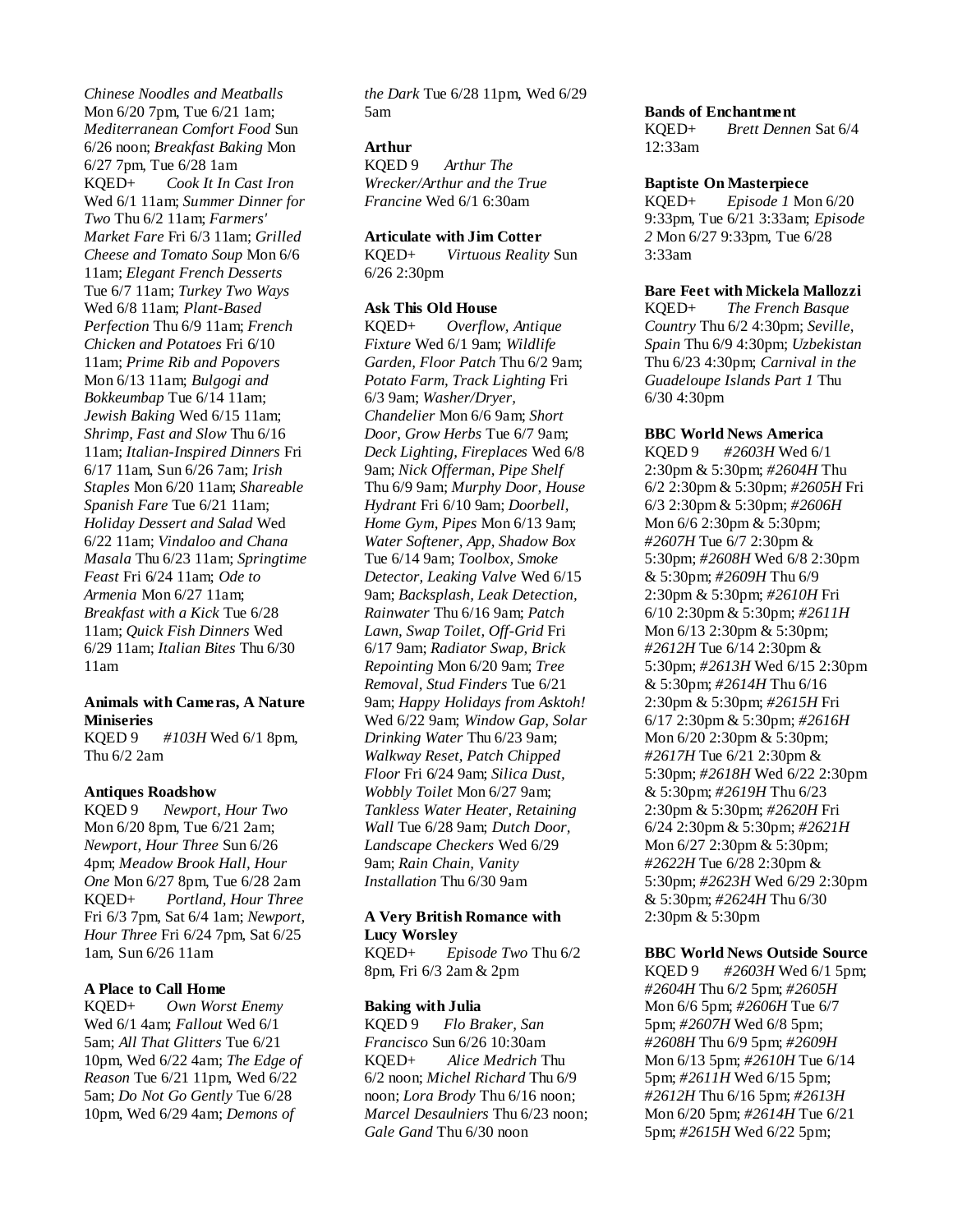*Chinese Noodles and Meatballs* Mon 6/20 7pm, Tue 6/21 1am; *Mediterranean Comfort Food* Sun 6/26 noon; *Breakfast Baking* Mon 6/27 7pm, Tue 6/28 1am
KQED+ *Cook It In Cast Iron* Wed 6/1 11am; *Summer Dinner for Two* Thu 6/2 11am; *Farmers' Market Fare* Fri 6/3 11am; *Grilled Cheese and Tomato Soup* Mon 6/6 11am; *Elegant French Desserts* Tue 6/7 11am; *Turkey Two Ways* Wed 6/8 11am; *Plant-Based Perfection* Thu 6/9 11am; *French Chicken and Potatoes* Fri 6/10 11am; *Prime Rib and Popovers* Mon 6/13 11am; *Bulgogi and Bokkeumbap* Tue 6/14 11am; *Jewish Baking* Wed 6/15 11am; *Shrimp, Fast and Slow* Thu 6/16 11am; *Italian-Inspired Dinners* Fri 6/17 11am, Sun 6/26 7am; *Irish Staples* Mon 6/20 11am; *Shareable Spanish Fare* Tue 6/21 11am; *Holiday Dessert and Salad* Wed 6/22 11am; *Vindaloo and Chana Masala* Thu 6/23 11am; *Springtime Feast* Fri 6/24 11am; *Ode to Armenia* Mon 6/27 11am; *Breakfast with a Kick* Tue 6/28 11am; *Quick Fish Dinners* Wed 6/29 11am; *Italian Bites* Thu 6/30 11am

**Animals with Cameras, A Nature Miniseries**
KQED 9 *#103H* Wed 6/1 8pm, Thu 6/2 2am

**Antiques Roadshow**
KQED 9 *Newport, Hour Two* Mon 6/20 8pm, Tue 6/21 2am; *Newport, Hour Three* Sun 6/26 4pm; *Meadow Brook Hall, Hour One* Mon 6/27 8pm, Tue 6/28 2am
KQED+ *Portland, Hour Three* Fri 6/3 7pm, Sat 6/4 1am; *Newport, Hour Three* Fri 6/24 7pm, Sat 6/25 1am, Sun 6/26 11am

**A Place to Call Home**
KQED+ *Own Worst Enemy* Wed 6/1 4am; *Fallout* Wed 6/1 5am; *All That Glitters* Tue 6/21 10pm, Wed 6/22 4am; *The Edge of Reason* Tue 6/21 11pm, Wed 6/22 5am; *Do Not Go Gently* Tue 6/28 10pm, Wed 6/29 4am; *Demons of the Dark* Tue 6/28 11pm, Wed 6/29 5am

**Arthur**
KQED 9 *Arthur The Wrecker/Arthur and the True Francine* Wed 6/1 6:30am

**Articulate with Jim Cotter**
KQED+ *Virtuous Reality* Sun 6/26 2:30pm

**Ask This Old House**
KQED+ *Overflow, Antique Fixture* Wed 6/1 9am; *Wildlife Garden, Floor Patch* Thu 6/2 9am; *Potato Farm, Track Lighting* Fri 6/3 9am; *Washer/Dryer, Chandelier* Mon 6/6 9am; *Short Door, Grow Herbs* Tue 6/7 9am; *Deck Lighting, Fireplaces* Wed 6/8 9am; *Nick Offerman, Pipe Shelf* Thu 6/9 9am; *Murphy Door, House Hydrant* Fri 6/10 9am; *Doorbell, Home Gym, Pipes* Mon 6/13 9am; *Water Softener, App, Shadow Box* Tue 6/14 9am; *Toolbox, Smoke Detector, Leaking Valve* Wed 6/15 9am; *Backsplash, Leak Detection, Rainwater* Thu 6/16 9am; *Patch Lawn, Swap Toilet, Off-Grid* Fri 6/17 9am; *Radiator Swap, Brick Repointing* Mon 6/20 9am; *Tree Removal, Stud Finders* Tue 6/21 9am; *Happy Holidays from Asktoh!* Wed 6/22 9am; *Window Gap, Solar Drinking Water* Thu 6/23 9am; *Walkway Reset, Patch Chipped Floor* Fri 6/24 9am; *Silica Dust, Wobbly Toilet* Mon 6/27 9am; *Tankless Water Heater, Retaining Wall* Tue 6/28 9am; *Dutch Door, Landscape Checkers* Wed 6/29 9am; *Rain Chain, Vanity Installation* Thu 6/30 9am

**A Very British Romance with Lucy Worsley**
KQED+ *Episode Two* Thu 6/2 8pm, Fri 6/3 2am & 2pm

**Baking with Julia**
KQED 9 *Flo Braker, San Francisco* Sun 6/26 10:30am
KQED+ *Alice Medrich* Thu 6/2 noon; *Michel Richard* Thu 6/9 noon; *Lora Brody* Thu 6/16 noon; *Marcel Desaulniers* Thu 6/23 noon; *Gale Gand* Thu 6/30 noon

**Bands of Enchantment**
KQED+ *Brett Dennen* Sat 6/4 12:33am

**Baptiste On Masterpiece**
KQED+ *Episode 1* Mon 6/20 9:33pm, Tue 6/21 3:33am; *Episode 2* Mon 6/27 9:33pm, Tue 6/28 3:33am

**Bare Feet with Mickela Mallozzi**
KQED+ *The French Basque Country* Thu 6/2 4:30pm; *Seville, Spain* Thu 6/9 4:30pm; *Uzbekistan* Thu 6/23 4:30pm; *Carnival in the Guadeloupe Islands Part 1* Thu 6/30 4:30pm

**BBC World News America**
KQED 9 *#2603H* Wed 6/1 2:30pm & 5:30pm; *#2604H* Thu 6/2 2:30pm & 5:30pm; *#2605H* Fri 6/3 2:30pm & 5:30pm; *#2606H* Mon 6/6 2:30pm & 5:30pm; *#2607H* Tue 6/7 2:30pm & 5:30pm; *#2608H* Wed 6/8 2:30pm & 5:30pm; *#2609H* Thu 6/9 2:30pm & 5:30pm; *#2610H* Fri 6/10 2:30pm & 5:30pm; *#2611H* Mon 6/13 2:30pm & 5:30pm; *#2612H* Tue 6/14 2:30pm & 5:30pm; *#2613H* Wed 6/15 2:30pm & 5:30pm; *#2614H* Thu 6/16 2:30pm & 5:30pm; *#2615H* Fri 6/17 2:30pm & 5:30pm; *#2616H* Mon 6/20 2:30pm & 5:30pm; *#2617H* Tue 6/21 2:30pm & 5:30pm; *#2618H* Wed 6/22 2:30pm & 5:30pm; *#2619H* Thu 6/23 2:30pm & 5:30pm; *#2620H* Fri 6/24 2:30pm & 5:30pm; *#2621H* Mon 6/27 2:30pm & 5:30pm; *#2622H* Tue 6/28 2:30pm & 5:30pm; *#2623H* Wed 6/29 2:30pm & 5:30pm; *#2624H* Thu 6/30 2:30pm & 5:30pm

**BBC World News Outside Source**
KQED 9 *#2603H* Wed 6/1 5pm; *#2604H* Thu 6/2 5pm; *#2605H* Mon 6/6 5pm; *#2606H* Tue 6/7 5pm; *#2607H* Wed 6/8 5pm; *#2608H* Thu 6/9 5pm; *#2609H* Mon 6/13 5pm; *#2610H* Tue 6/14 5pm; *#2611H* Wed 6/15 5pm; *#2612H* Thu 6/16 5pm; *#2613H* Mon 6/20 5pm; *#2614H* Tue 6/21 5pm; *#2615H* Wed 6/22 5pm;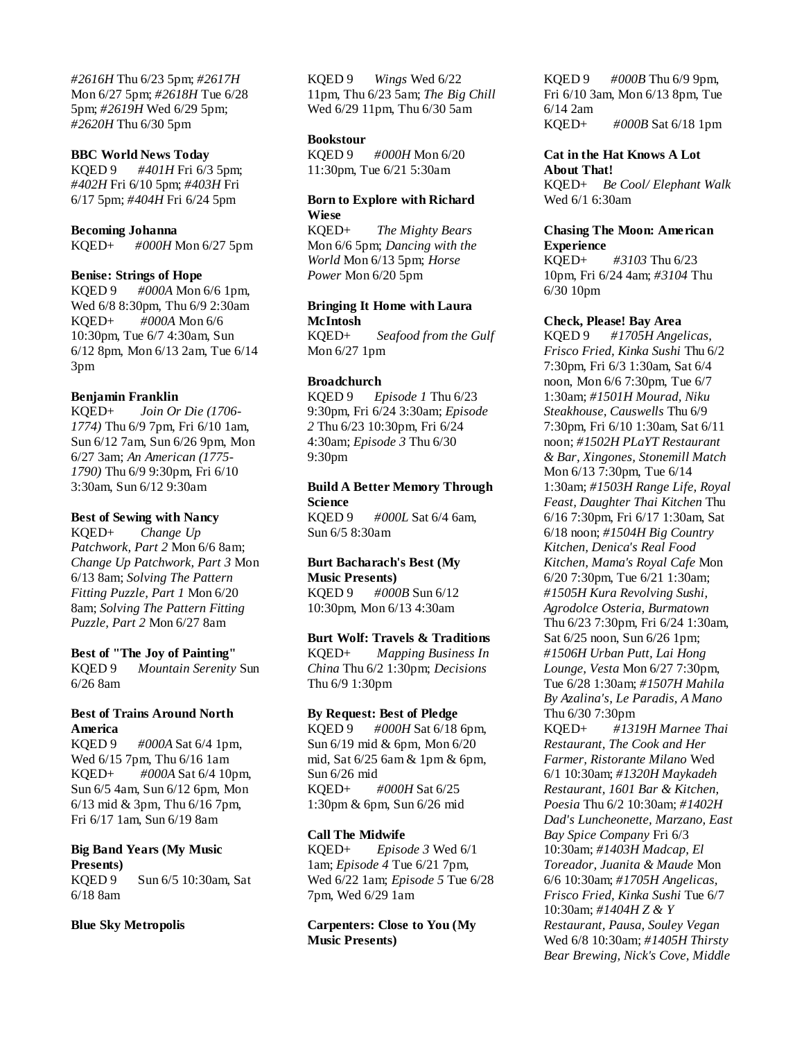*#2616H* Thu 6/23 5pm; *#2617H* Mon 6/27 5pm; *#2618H* Tue 6/28 5pm; *#2619H* Wed 6/29 5pm; *#2620H* Thu 6/30 5pm

**BBC World News Today**
KQED 9 *#401H* Fri 6/3 5pm; *#402H* Fri 6/10 5pm; *#403H* Fri 6/17 5pm; *#404H* Fri 6/24 5pm

**Becoming Johanna**
KQED+ *#000H* Mon 6/27 5pm

**Benise: Strings of Hope**
KQED 9 *#000A* Mon 6/6 1pm, Wed 6/8 8:30pm, Thu 6/9 2:30am
KQED+ *#000A* Mon 6/6 10:30pm, Tue 6/7 4:30am, Sun 6/12 8pm, Mon 6/13 2am, Tue 6/14 3pm

**Benjamin Franklin**
KQED+ *Join Or Die (1706-1774)* Thu 6/9 7pm, Fri 6/10 1am, Sun 6/12 7am, Sun 6/26 9pm, Mon 6/27 3am; *An American (1775-1790)* Thu 6/9 9:30pm, Fri 6/10 3:30am, Sun 6/12 9:30am

**Best of Sewing with Nancy**
KQED+ *Change Up Patchwork, Part 2* Mon 6/6 8am; *Change Up Patchwork, Part 3* Mon 6/13 8am; *Solving The Pattern Fitting Puzzle, Part 1* Mon 6/20 8am; *Solving The Pattern Fitting Puzzle, Part 2* Mon 6/27 8am

**Best of "The Joy of Painting"**
KQED 9 *Mountain Serenity* Sun 6/26 8am

**Best of Trains Around North America**
KQED 9 *#000A* Sat 6/4 1pm, Wed 6/15 7pm, Thu 6/16 1am
KQED+ *#000A* Sat 6/4 10pm, Sun 6/5 4am, Sun 6/12 6pm, Mon 6/13 mid & 3pm, Thu 6/16 7pm, Fri 6/17 1am, Sun 6/19 8am

**Big Band Years (My Music Presents)**
KQED 9 Sun 6/5 10:30am, Sat 6/18 8am

**Blue Sky Metropolis**
KQED 9 *Wings* Wed 6/22 11pm, Thu 6/23 5am; *The Big Chill* Wed 6/29 11pm, Thu 6/30 5am

**Bookstour**
KQED 9 *#000H* Mon 6/20 11:30pm, Tue 6/21 5:30am

**Born to Explore with Richard Wiese**
KQED+ *The Mighty Bears* Mon 6/6 5pm; *Dancing with the World* Mon 6/13 5pm; *Horse Power* Mon 6/20 5pm

**Bringing It Home with Laura McIntosh**
KQED+ *Seafood from the Gulf* Mon 6/27 1pm

**Broadchurch**
KQED 9 *Episode 1* Thu 6/23 9:30pm, Fri 6/24 3:30am; *Episode 2* Thu 6/23 10:30pm, Fri 6/24 4:30am; *Episode 3* Thu 6/30 9:30pm

**Build A Better Memory Through Science**
KQED 9 *#000L* Sat 6/4 6am, Sun 6/5 8:30am

**Burt Bacharach's Best (My Music Presents)**
KQED 9 *#000B* Sun 6/12 10:30pm, Mon 6/13 4:30am

**Burt Wolf: Travels & Traditions**
KQED+ *Mapping Business In China* Thu 6/2 1:30pm; *Decisions* Thu 6/9 1:30pm

**By Request: Best of Pledge**
KQED 9 *#000H* Sat 6/18 6pm, Sun 6/19 mid & 6pm, Mon 6/20 mid, Sat 6/25 6am & 1pm & 6pm, Sun 6/26 mid
KQED+ *#000H* Sat 6/25 1:30pm & 6pm, Sun 6/26 mid

**Call The Midwife**
KQED+ *Episode 3* Wed 6/1 1am; *Episode 4* Tue 6/21 7pm, Wed 6/22 1am; *Episode 5* Tue 6/28 7pm, Wed 6/29 1am

**Carpenters: Close to You (My Music Presents)**
KQED 9 *#000B* Thu 6/9 9pm, Fri 6/10 3am, Mon 6/13 8pm, Tue 6/14 2am
KQED+ *#000B* Sat 6/18 1pm

**Cat in the Hat Knows A Lot About That!**
KQED+ *Be Cool/ Elephant Walk* Wed 6/1 6:30am

**Chasing The Moon: American Experience**
KQED+ *#3103* Thu 6/23 10pm, Fri 6/24 4am; *#3104* Thu 6/30 10pm

**Check, Please! Bay Area**
KQED 9 *#1705H Angelicas, Frisco Fried, Kinka Sushi* Thu 6/2 7:30pm, Fri 6/3 1:30am, Sat 6/4 noon, Mon 6/6 7:30pm, Tue 6/7 1:30am; *#1501H Mourad, Niku Steakhouse, Causwells* Thu 6/9 7:30pm, Fri 6/10 1:30am, Sat 6/11 noon; *#1502H PLaYT Restaurant & Bar, Xingones, Stonemill Match* Mon 6/13 7:30pm, Tue 6/14 1:30am; *#1503H Range Life, Royal Feast, Daughter Thai Kitchen* Thu 6/16 7:30pm, Fri 6/17 1:30am, Sat 6/18 noon; *#1504H Big Country Kitchen, Denica's Real Food Kitchen, Mama's Royal Cafe* Mon 6/20 7:30pm, Tue 6/21 1:30am; *#1505H Kura Revolving Sushi, Agrodolce Osteria, Burmatown* Thu 6/23 7:30pm, Fri 6/24 1:30am, Sat 6/25 noon, Sun 6/26 1pm; *#1506H Urban Putt, Lai Hong Lounge, Vesta* Mon 6/27 7:30pm, Tue 6/28 1:30am; *#1507H Mahila By Azalina's, Le Paradis, A Mano* Thu 6/30 7:30pm
KQED+ *#1319H Marnee Thai Restaurant, The Cook and Her Farmer, Ristorante Milano* Wed 6/1 10:30am; *#1320H Maykadeh Restaurant, 1601 Bar & Kitchen, Poesia* Thu 6/2 10:30am; *#1402H Dad's Luncheonette, Marzano, East Bay Spice Company* Fri 6/3 10:30am; *#1403H Madcap, El Toreador, Juanita & Maude* Mon 6/6 10:30am; *#1705H Angelicas, Frisco Fried, Kinka Sushi* Tue 6/7 10:30am; *#1404H Z & Y Restaurant, Pausa, Souley Vegan* Wed 6/8 10:30am; *#1405H Thirsty Bear Brewing, Nick's Cove, Middle*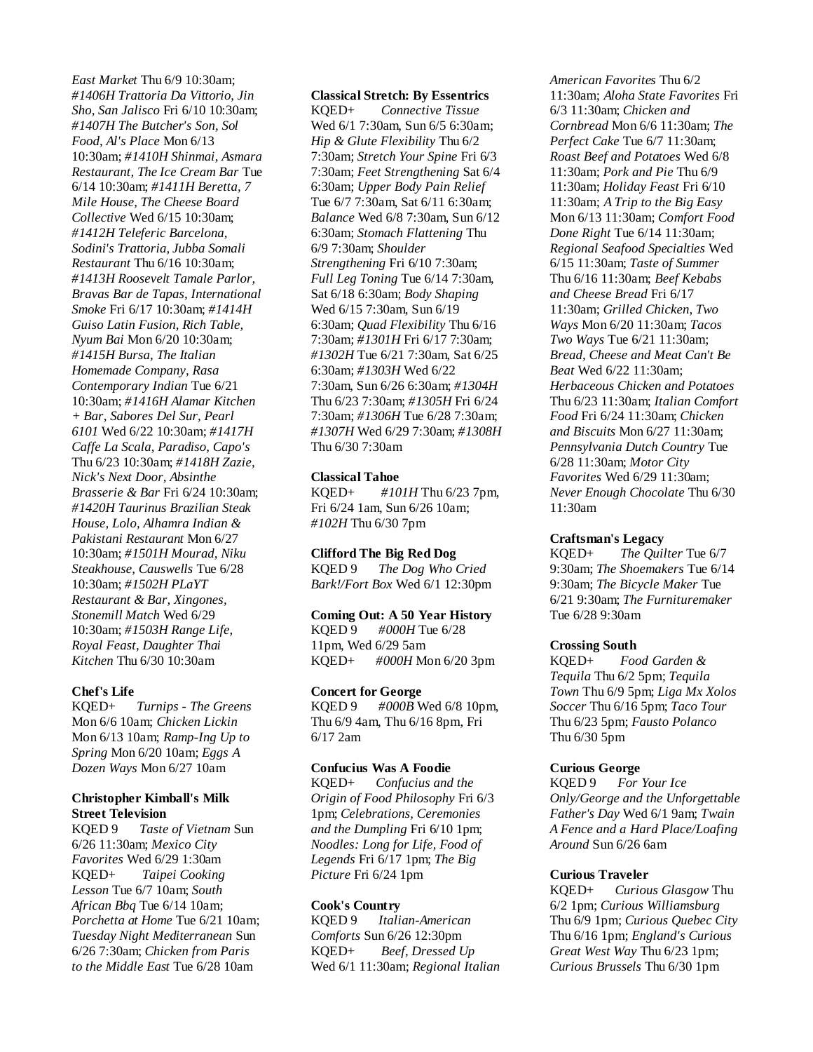*East Market* Thu 6/9 10:30am; *#1406H Trattoria Da Vittorio, Jin Sho, San Jalisco* Fri 6/10 10:30am; *#1407H The Butcher's Son, Sol Food, Al's Place* Mon 6/13 10:30am; *#1410H Shinmai, Asmara Restaurant, The Ice Cream Bar* Tue 6/14 10:30am; *#1411H Beretta, 7 Mile House, The Cheese Board Collective* Wed 6/15 10:30am; *#1412H Teleferic Barcelona, Sodini's Trattoria, Jubba Somali Restaurant* Thu 6/16 10:30am; *#1413H Roosevelt Tamale Parlor, Bravas Bar de Tapas, International Smoke* Fri 6/17 10:30am; *#1414H Guiso Latin Fusion, Rich Table, Nyum Bai* Mon 6/20 10:30am; *#1415H Bursa, The Italian Homemade Company, Rasa Contemporary Indian* Tue 6/21 10:30am; *#1416H Alamar Kitchen + Bar, Sabores Del Sur, Pearl 6101* Wed 6/22 10:30am; *#1417H Caffe La Scala, Paradiso, Capo's* Thu 6/23 10:30am; *#1418H Zazie, Nick's Next Door, Absinthe Brasserie & Bar* Fri 6/24 10:30am; *#1420H Taurinus Brazilian Steak House, Lolo, Alhamra Indian & Pakistani Restaurant* Mon 6/27 10:30am; *#1501H Mourad, Niku Steakhouse, Causwells* Tue 6/28 10:30am; *#1502H PLaYT Restaurant & Bar, Xingones, Stonemill Match* Wed 6/29 10:30am; *#1503H Range Life, Royal Feast, Daughter Thai Kitchen* Thu 6/30 10:30am

**Chef's Life**
KQED+ *Turnips - The Greens* Mon 6/6 10am; *Chicken Lickin* Mon 6/13 10am; *Ramp-Ing Up to Spring* Mon 6/20 10am; *Eggs A Dozen Ways* Mon 6/27 10am

**Christopher Kimball's Milk Street Television**
KQED 9 *Taste of Vietnam* Sun 6/26 11:30am; *Mexico City Favorites* Wed 6/29 1:30am
KQED+ *Taipei Cooking Lesson* Tue 6/7 10am; *South African Bbq* Tue 6/14 10am; *Porchetta at Home* Tue 6/21 10am; *Tuesday Night Mediterranean* Sun 6/26 7:30am; *Chicken from Paris to the Middle East* Tue 6/28 10am

**Classical Stretch: By Essentrics**
KQED+ *Connective Tissue* Wed 6/1 7:30am, Sun 6/5 6:30am; *Hip & Glute Flexibility* Thu 6/2 7:30am; *Stretch Your Spine* Fri 6/3 7:30am; *Feet Strengthening* Sat 6/4 6:30am; *Upper Body Pain Relief* Tue 6/7 7:30am, Sat 6/11 6:30am; *Balance* Wed 6/8 7:30am, Sun 6/12 6:30am; *Stomach Flattening* Thu 6/9 7:30am; *Shoulder Strengthening* Fri 6/10 7:30am; *Full Leg Toning* Tue 6/14 7:30am, Sat 6/18 6:30am; *Body Shaping* Wed 6/15 7:30am, Sun 6/19 6:30am; *Quad Flexibility* Thu 6/16 7:30am; *#1301H* Fri 6/17 7:30am; *#1302H* Tue 6/21 7:30am, Sat 6/25 6:30am; *#1303H* Wed 6/22 7:30am, Sun 6/26 6:30am; *#1304H* Thu 6/23 7:30am; *#1305H* Fri 6/24 7:30am; *#1306H* Tue 6/28 7:30am; *#1307H* Wed 6/29 7:30am; *#1308H* Thu 6/30 7:30am

**Classical Tahoe**
KQED+ *#101H* Thu 6/23 7pm, Fri 6/24 1am, Sun 6/26 10am; *#102H* Thu 6/30 7pm

**Clifford The Big Red Dog**
KQED 9 *The Dog Who Cried Bark!/Fort Box* Wed 6/1 12:30pm

**Coming Out: A 50 Year History**
KQED 9 *#000H* Tue 6/28 11pm, Wed 6/29 5am
KQED+ *#000H* Mon 6/20 3pm

**Concert for George**
KQED 9 *#000B* Wed 6/8 10pm, Thu 6/9 4am, Thu 6/16 8pm, Fri 6/17 2am

**Confucius Was A Foodie**
KQED+ *Confucius and the Origin of Food Philosophy* Fri 6/3 1pm; *Celebrations, Ceremonies and the Dumpling* Fri 6/10 1pm; *Noodles: Long for Life, Food of Legends* Fri 6/17 1pm; *The Big Picture* Fri 6/24 1pm

**Cook's Country**
KQED 9 *Italian-American Comforts* Sun 6/26 12:30pm
KQED+ *Beef, Dressed Up* Wed 6/1 11:30am; *Regional Italian American Favorites* Thu 6/2 11:30am; *Aloha State Favorites* Fri 6/3 11:30am; *Chicken and Cornbread* Mon 6/6 11:30am; *The Perfect Cake* Tue 6/7 11:30am; *Roast Beef and Potatoes* Wed 6/8 11:30am; *Pork and Pie* Thu 6/9 11:30am; *Holiday Feast* Fri 6/10 11:30am; *A Trip to the Big Easy* Mon 6/13 11:30am; *Comfort Food Done Right* Tue 6/14 11:30am; *Regional Seafood Specialties* Wed 6/15 11:30am; *Taste of Summer* Thu 6/16 11:30am; *Beef Kebabs and Cheese Bread* Fri 6/17 11:30am; *Grilled Chicken, Two Ways* Mon 6/20 11:30am; *Tacos Two Ways* Tue 6/21 11:30am; *Bread, Cheese and Meat Can't Be Beat* Wed 6/22 11:30am; *Herbaceous Chicken and Potatoes* Thu 6/23 11:30am; *Italian Comfort Food* Fri 6/24 11:30am; *Chicken and Biscuits* Mon 6/27 11:30am; *Pennsylvania Dutch Country* Tue 6/28 11:30am; *Motor City Favorites* Wed 6/29 11:30am; *Never Enough Chocolate* Thu 6/30 11:30am

**Craftsman's Legacy**
KQED+ *The Quilter* Tue 6/7 9:30am; *The Shoemakers* Tue 6/14 9:30am; *The Bicycle Maker* Tue 6/21 9:30am; *The Furnituremaker* Tue 6/28 9:30am

**Crossing South**
KQED+ *Food Garden & Tequila* Thu 6/2 5pm; *Tequila Town* Thu 6/9 5pm; *Liga Mx Xolos Soccer* Thu 6/16 5pm; *Taco Tour* Thu 6/23 5pm; *Fausto Polanco* Thu 6/30 5pm

**Curious George**
KQED 9 *For Your Ice Only/George and the Unforgettable Father's Day* Wed 6/1 9am; *Twain A Fence and a Hard Place/Loafing Around* Sun 6/26 6am

**Curious Traveler**
KQED+ *Curious Glasgow* Thu 6/2 1pm; *Curious Williamsburg* Thu 6/9 1pm; *Curious Quebec City* Thu 6/16 1pm; *England's Curious Great West Way* Thu 6/23 1pm; *Curious Brussels* Thu 6/30 1pm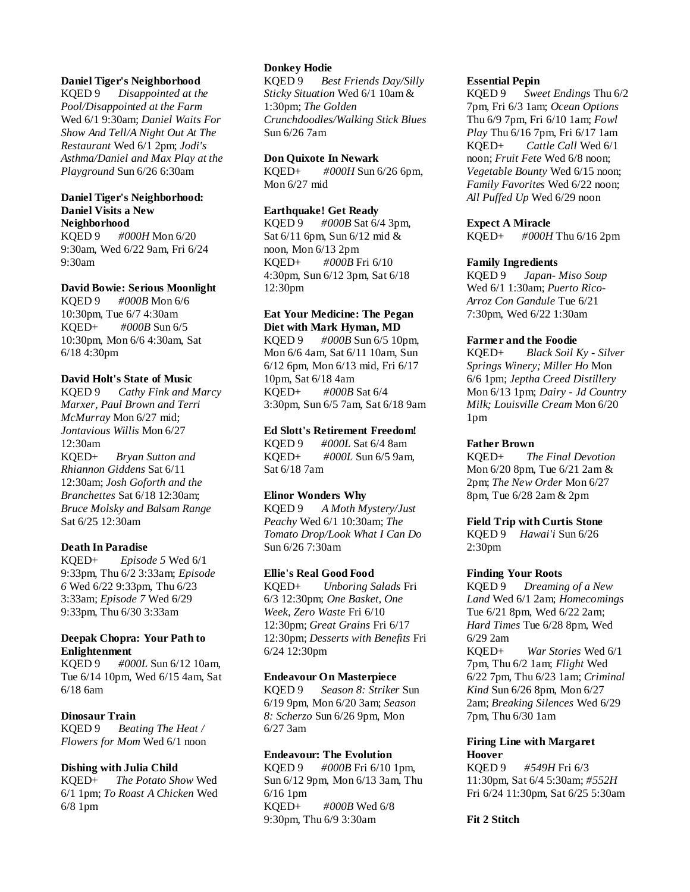**Daniel Tiger's Neighborhood**
KQED 9 *Disappointed at the Pool/Disappointed at the Farm* Wed 6/1 9:30am; *Daniel Waits For Show And Tell/A Night Out At The Restaurant* Wed 6/1 2pm; *Jodi's Asthma/Daniel and Max Play at the Playground* Sun 6/26 6:30am

**Daniel Tiger's Neighborhood: Daniel Visits a New Neighborhood**
KQED 9 *#000H* Mon 6/20 9:30am, Wed 6/22 9am, Fri 6/24 9:30am

**David Bowie: Serious Moonlight**
KQED 9 *#000B* Mon 6/6 10:30pm, Tue 6/7 4:30am
KQED+ *#000B* Sun 6/5 10:30pm, Mon 6/6 4:30am, Sat 6/18 4:30pm

**David Holt's State of Music**
KQED 9 *Cathy Fink and Marcy Marxer, Paul Brown and Terri McMurray* Mon 6/27 mid; *Jontavious Willis* Mon 6/27 12:30am
KQED+ *Bryan Sutton and Rhiannon Giddens* Sat 6/11 12:30am; *Josh Goforth and the Branchettes* Sat 6/18 12:30am; *Bruce Molsky and Balsam Range* Sat 6/25 12:30am

**Death In Paradise**
KQED+ *Episode 5* Wed 6/1 9:33pm, Thu 6/2 3:33am; *Episode 6* Wed 6/22 9:33pm, Thu 6/23 3:33am; *Episode 7* Wed 6/29 9:33pm, Thu 6/30 3:33am

**Deepak Chopra: Your Path to Enlightenment**
KQED 9 *#000L* Sun 6/12 10am, Tue 6/14 10pm, Wed 6/15 4am, Sat 6/18 6am

**Dinosaur Train**
KQED 9 *Beating The Heat / Flowers for Mom* Wed 6/1 noon

**Dishing with Julia Child**
KQED+ *The Potato Show* Wed 6/1 1pm; *To Roast A Chicken* Wed 6/8 1pm

**Donkey Hodie**
KQED 9 *Best Friends Day/Silly Sticky Situation* Wed 6/1 10am & 1:30pm; *The Golden Crunchdoodles/Walking Stick Blues* Sun 6/26 7am

**Don Quixote In Newark**
KQED+ *#000H* Sun 6/26 6pm, Mon 6/27 mid

**Earthquake! Get Ready**
KQED 9 *#000B* Sat 6/4 3pm, Sat 6/11 6pm, Sun 6/12 mid & noon, Mon 6/13 2pm
KQED+ *#000B* Fri 6/10 4:30pm, Sun 6/12 3pm, Sat 6/18 12:30pm

**Eat Your Medicine: The Pegan Diet with Mark Hyman, MD**
KQED 9 *#000B* Sun 6/5 10pm, Mon 6/6 4am, Sat 6/11 10am, Sun 6/12 6pm, Mon 6/13 mid, Fri 6/17 10pm, Sat 6/18 4am
KQED+ *#000B* Sat 6/4 3:30pm, Sun 6/5 7am, Sat 6/18 9am

**Ed Slott's Retirement Freedom!**
KQED 9 *#000L* Sat 6/4 8am
KQED+ *#000L* Sun 6/5 9am, Sat 6/18 7am

**Elinor Wonders Why**
KQED 9 *A Moth Mystery/Just Peachy* Wed 6/1 10:30am; *The Tomato Drop/Look What I Can Do* Sun 6/26 7:30am

**Ellie's Real Good Food**
KQED+ *Unboring Salads* Fri 6/3 12:30pm; *One Basket, One Week, Zero Waste* Fri 6/10 12:30pm; *Great Grains* Fri 6/17 12:30pm; *Desserts with Benefits* Fri 6/24 12:30pm

**Endeavour On Masterpiece**
KQED 9 *Season 8: Striker* Sun 6/19 9pm, Mon 6/20 3am; *Season 8: Scherzo* Sun 6/26 9pm, Mon 6/27 3am

**Endeavour: The Evolution**
KQED 9 *#000B* Fri 6/10 1pm, Sun 6/12 9pm, Mon 6/13 3am, Thu 6/16 1pm
KQED+ *#000B* Wed 6/8 9:30pm, Thu 6/9 3:30am

**Essential Pepin**
KQED 9 *Sweet Endings* Thu 6/2 7pm, Fri 6/3 1am; *Ocean Options* Thu 6/9 7pm, Fri 6/10 1am; *Fowl Play* Thu 6/16 7pm, Fri 6/17 1am
KQED+ *Cattle Call* Wed 6/1 noon; *Fruit Fete* Wed 6/8 noon; *Vegetable Bounty* Wed 6/15 noon; *Family Favorites* Wed 6/22 noon; *All Puffed Up* Wed 6/29 noon

**Expect A Miracle**
KQED+ *#000H* Thu 6/16 2pm

**Family Ingredients**
KQED 9 *Japan- Miso Soup* Wed 6/1 1:30am; *Puerto Rico-Arroz Con Gandule* Tue 6/21 7:30pm, Wed 6/22 1:30am

**Farmer and the Foodie**
KQED+ *Black Soil Ky - Silver Springs Winery; Miller Ho* Mon 6/6 1pm; *Jeptha Creed Distillery* Mon 6/13 1pm; *Dairy - Jd Country Milk; Louisville Cream* Mon 6/20 1pm

**Father Brown**
KQED+ *The Final Devotion* Mon 6/20 8pm, Tue 6/21 2am & 2pm; *The New Order* Mon 6/27 8pm, Tue 6/28 2am & 2pm

**Field Trip with Curtis Stone**
KQED 9 *Hawai'i* Sun 6/26 2:30pm

**Finding Your Roots**
KQED 9 *Dreaming of a New Land* Wed 6/1 2am; *Homecomings* Tue 6/21 8pm, Wed 6/22 2am; *Hard Times* Tue 6/28 8pm, Wed 6/29 2am
KQED+ *War Stories* Wed 6/1 7pm, Thu 6/2 1am; *Flight* Wed 6/22 7pm, Thu 6/23 1am; *Criminal Kind* Sun 6/26 8pm, Mon 6/27 2am; *Breaking Silences* Wed 6/29 7pm, Thu 6/30 1am

**Firing Line with Margaret Hoover**
KQED 9 *#549H* Fri 6/3 11:30pm, Sat 6/4 5:30am; *#552H* Fri 6/24 11:30pm, Sat 6/25 5:30am

**Fit 2 Stitch**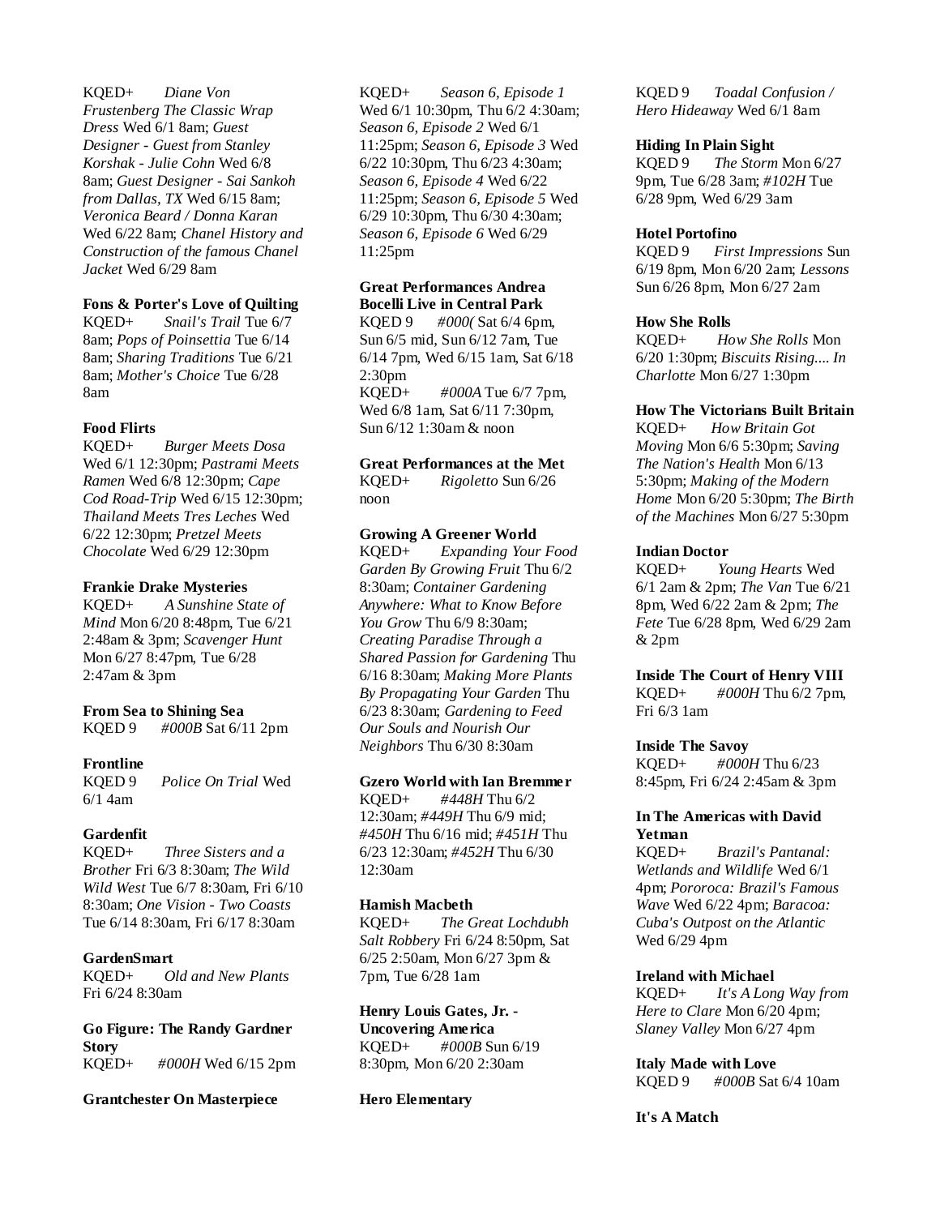KQED+ *Diane Von Frustenberg The Classic Wrap Dress* Wed 6/1 8am; *Guest Designer - Guest from Stanley Korshak - Julie Cohn* Wed 6/8 8am; *Guest Designer - Sai Sankoh from Dallas, TX* Wed 6/15 8am; *Veronica Beard / Donna Karan* Wed 6/22 8am; *Chanel History and Construction of the famous Chanel Jacket* Wed 6/29 8am

**Fons & Porter's Love of Quilting**
KQED+ *Snail's Trail* Tue 6/7 8am; *Pops of Poinsettia* Tue 6/14 8am; *Sharing Traditions* Tue 6/21 8am; *Mother's Choice* Tue 6/28 8am

**Food Flirts**
KQED+ *Burger Meets Dosa* Wed 6/1 12:30pm; *Pastrami Meets Ramen* Wed 6/8 12:30pm; *Cape Cod Road-Trip* Wed 6/15 12:30pm; *Thailand Meets Tres Leches* Wed 6/22 12:30pm; *Pretzel Meets Chocolate* Wed 6/29 12:30pm

**Frankie Drake Mysteries**
KQED+ *A Sunshine State of Mind* Mon 6/20 8:48pm, Tue 6/21 2:48am & 3pm; *Scavenger Hunt* Mon 6/27 8:47pm, Tue 6/28 2:47am & 3pm

**From Sea to Shining Sea**
KQED 9 *#000B* Sat 6/11 2pm

**Frontline**
KQED 9 *Police On Trial* Wed 6/1 4am

**Gardenfit**
KQED+ *Three Sisters and a Brother* Fri 6/3 8:30am; *The Wild Wild West* Tue 6/7 8:30am, Fri 6/10 8:30am; *One Vision - Two Coasts* Tue 6/14 8:30am, Fri 6/17 8:30am

**GardenSmart**
KQED+ *Old and New Plants* Fri 6/24 8:30am

**Go Figure: The Randy Gardner Story**
KQED+ *#000H* Wed 6/15 2pm

**Grantchester On Masterpiece**
KQED+ *Season 6, Episode 1* Wed 6/1 10:30pm, Thu 6/2 4:30am; *Season 6, Episode 2* Wed 6/1 11:25pm; *Season 6, Episode 3* Wed 6/22 10:30pm, Thu 6/23 4:30am; *Season 6, Episode 4* Wed 6/22 11:25pm; *Season 6, Episode 5* Wed 6/29 10:30pm, Thu 6/30 4:30am; *Season 6, Episode 6* Wed 6/29 11:25pm

**Great Performances Andrea Bocelli Live in Central Park**
KQED 9 *#000(* Sat 6/4 6pm, Sun 6/5 mid, Sun 6/12 7am, Tue 6/14 7pm, Wed 6/15 1am, Sat 6/18 2:30pm
KQED+ *#000A* Tue 6/7 7pm, Wed 6/8 1am, Sat 6/11 7:30pm, Sun 6/12 1:30am & noon

**Great Performances at the Met**
KQED+ *Rigoletto* Sun 6/26 noon

**Growing A Greener World**
KQED+ *Expanding Your Food Garden By Growing Fruit* Thu 6/2 8:30am; *Container Gardening Anywhere: What to Know Before You Grow* Thu 6/9 8:30am; *Creating Paradise Through a Shared Passion for Gardening* Thu 6/16 8:30am; *Making More Plants By Propagating Your Garden* Thu 6/23 8:30am; *Gardening to Feed Our Souls and Nourish Our Neighbors* Thu 6/30 8:30am

**Gzero World with Ian Bremmer**
KQED+ *#448H* Thu 6/2 12:30am; *#449H* Thu 6/9 mid; *#450H* Thu 6/16 mid; *#451H* Thu 6/23 12:30am; *#452H* Thu 6/30 12:30am

**Hamish Macbeth**
KQED+ *The Great Lochdubh Salt Robbery* Fri 6/24 8:50pm, Sat 6/25 2:50am, Mon 6/27 3pm & 7pm, Tue 6/28 1am

**Henry Louis Gates, Jr. - Uncovering America**
KQED+ *#000B* Sun 6/19 8:30pm, Mon 6/20 2:30am

**Hero Elementary**
KQED 9 *Toadal Confusion / Hero Hideaway* Wed 6/1 8am

**Hiding In Plain Sight**
KQED 9 *The Storm* Mon 6/27 9pm, Tue 6/28 3am; *#102H* Tue 6/28 9pm, Wed 6/29 3am

**Hotel Portofino**
KQED 9 *First Impressions* Sun 6/19 8pm, Mon 6/20 2am; *Lessons* Sun 6/26 8pm, Mon 6/27 2am

**How She Rolls**
KQED+ *How She Rolls* Mon 6/20 1:30pm; *Biscuits Rising.... In Charlotte* Mon 6/27 1:30pm

**How The Victorians Built Britain**
KQED+ *How Britain Got Moving* Mon 6/6 5:30pm; *Saving The Nation's Health* Mon 6/13 5:30pm; *Making of the Modern Home* Mon 6/20 5:30pm; *The Birth of the Machines* Mon 6/27 5:30pm

**Indian Doctor**
KQED+ *Young Hearts* Wed 6/1 2am & 2pm; *The Van* Tue 6/21 8pm, Wed 6/22 2am & 2pm; *The Fete* Tue 6/28 8pm, Wed 6/29 2am & 2pm

**Inside The Court of Henry VIII**
KQED+ *#000H* Thu 6/2 7pm, Fri 6/3 1am

**Inside The Savoy**
KQED+ *#000H* Thu 6/23 8:45pm, Fri 6/24 2:45am & 3pm

**In The Americas with David Yetman**
KQED+ *Brazil's Pantanal: Wetlands and Wildlife* Wed 6/1 4pm; *Pororoca: Brazil's Famous Wave* Wed 6/22 4pm; *Baracoa: Cuba's Outpost on the Atlantic* Wed 6/29 4pm

**Ireland with Michael**
KQED+ *It's A Long Way from Here to Clare* Mon 6/20 4pm; *Slaney Valley* Mon 6/27 4pm

**Italy Made with Love**
KQED 9 *#000B* Sat 6/4 10am

**It's A Match**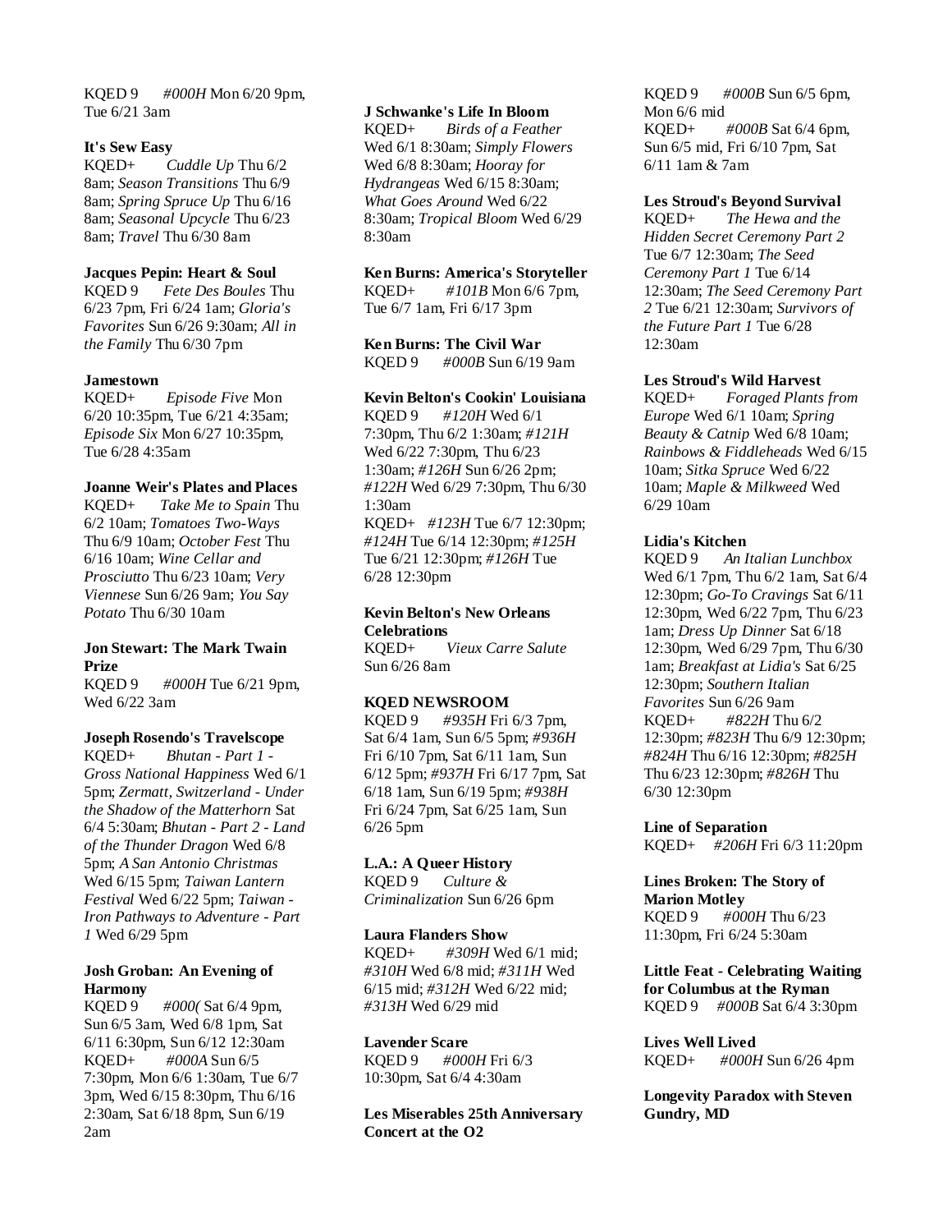KQED 9 *#000H* Mon 6/20 9pm, Tue 6/21 3am

**It's Sew Easy**
KQED+ *Cuddle Up* Thu 6/2 8am; *Season Transitions* Thu 6/9 8am; *Spring Spruce Up* Thu 6/16 8am; *Seasonal Upcycle* Thu 6/23 8am; *Travel* Thu 6/30 8am

**Jacques Pepin: Heart & Soul**
KQED 9 *Fete Des Boules* Thu 6/23 7pm, Fri 6/24 1am; *Gloria's Favorites* Sun 6/26 9:30am; *All in the Family* Thu 6/30 7pm

**Jamestown**
KQED+ *Episode Five* Mon 6/20 10:35pm, Tue 6/21 4:35am; *Episode Six* Mon 6/27 10:35pm, Tue 6/28 4:35am

**Joanne Weir's Plates and Places**
KQED+ *Take Me to Spain* Thu 6/2 10am; *Tomatoes Two-Ways* Thu 6/9 10am; *October Fest* Thu 6/16 10am; *Wine Cellar and Prosciutto* Thu 6/23 10am; *Very Viennese* Sun 6/26 9am; *You Say Potato* Thu 6/30 10am

**Jon Stewart: The Mark Twain Prize**
KQED 9 *#000H* Tue 6/21 9pm, Wed 6/22 3am

**Joseph Rosendo's Travelscope**
KQED+ *Bhutan - Part 1 - Gross National Happiness* Wed 6/1 5pm; *Zermatt, Switzerland - Under the Shadow of the Matterhorn* Sat 6/4 5:30am; *Bhutan - Part 2 - Land of the Thunder Dragon* Wed 6/8 5pm; *A San Antonio Christmas* Wed 6/15 5pm; *Taiwan Lantern Festival* Wed 6/22 5pm; *Taiwan - Iron Pathways to Adventure - Part 1* Wed 6/29 5pm

**Josh Groban: An Evening of Harmony**
KQED 9 *#000(* Sat 6/4 9pm, Sun 6/5 3am, Wed 6/8 1pm, Sat 6/11 6:30pm, Sun 6/12 12:30am
KQED+ *#000A* Sun 6/5 7:30pm, Mon 6/6 1:30am, Tue 6/7 3pm, Wed 6/15 8:30pm, Thu 6/16 2:30am, Sat 6/18 8pm, Sun 6/19 2am

**J Schwanke's Life In Bloom**
KQED+ *Birds of a Feather* Wed 6/1 8:30am; *Simply Flowers* Wed 6/8 8:30am; *Hooray for Hydrangeas* Wed 6/15 8:30am; *What Goes Around* Wed 6/22 8:30am; *Tropical Bloom* Wed 6/29 8:30am

**Ken Burns: America's Storyteller**
KQED+ *#101B* Mon 6/6 7pm, Tue 6/7 1am, Fri 6/17 3pm

**Ken Burns: The Civil War**
KQED 9 *#000B* Sun 6/19 9am

**Kevin Belton's Cookin' Louisiana**
KQED 9 *#120H* Wed 6/1 7:30pm, Thu 6/2 1:30am; *#121H* Wed 6/22 7:30pm, Thu 6/23 1:30am; *#126H* Sun 6/26 2pm; *#122H* Wed 6/29 7:30pm, Thu 6/30 1:30am
KQED+ *#123H* Tue 6/7 12:30pm; *#124H* Tue 6/14 12:30pm; *#125H* Tue 6/21 12:30pm; *#126H* Tue 6/28 12:30pm

**Kevin Belton's New Orleans Celebrations**
KQED+ *Vieux Carre Salute* Sun 6/26 8am

**KQED NEWSROOM**
KQED 9 *#935H* Fri 6/3 7pm, Sat 6/4 1am, Sun 6/5 5pm; *#936H* Fri 6/10 7pm, Sat 6/11 1am, Sun 6/12 5pm; *#937H* Fri 6/17 7pm, Sat 6/18 1am, Sun 6/19 5pm; *#938H* Fri 6/24 7pm, Sat 6/25 1am, Sun 6/26 5pm

**L.A.: A Queer History**
KQED 9 *Culture & Criminalization* Sun 6/26 6pm

**Laura Flanders Show**
KQED+ *#309H* Wed 6/1 mid; *#310H* Wed 6/8 mid; *#311H* Wed 6/15 mid; *#312H* Wed 6/22 mid; *#313H* Wed 6/29 mid

**Lavender Scare**
KQED 9 *#000H* Fri 6/3 10:30pm, Sat 6/4 4:30am

**Les Miserables 25th Anniversary Concert at the O2**
KQED 9 *#000B* Sun 6/5 6pm, Mon 6/6 mid
KQED+ *#000B* Sat 6/4 6pm, Sun 6/5 mid, Fri 6/10 7pm, Sat 6/11 1am & 7am

**Les Stroud's Beyond Survival**
KQED+ *The Hewa and the Hidden Secret Ceremony Part 2* Tue 6/7 12:30am; *The Seed Ceremony Part 1* Tue 6/14 12:30am; *The Seed Ceremony Part 2* Tue 6/21 12:30am; *Survivors of the Future Part 1* Tue 6/28 12:30am

**Les Stroud's Wild Harvest**
KQED+ *Foraged Plants from Europe* Wed 6/1 10am; *Spring Beauty & Catnip* Wed 6/8 10am; *Rainbows & Fiddleheads* Wed 6/15 10am; *Sitka Spruce* Wed 6/22 10am; *Maple & Milkweed* Wed 6/29 10am

**Lidia's Kitchen**
KQED 9 *An Italian Lunchbox* Wed 6/1 7pm, Thu 6/2 1am, Sat 6/4 12:30pm; *Go-To Cravings* Sat 6/11 12:30pm, Wed 6/22 7pm, Thu 6/23 1am; *Dress Up Dinner* Sat 6/18 12:30pm, Wed 6/29 7pm, Thu 6/30 1am; *Breakfast at Lidia's* Sat 6/25 12:30pm; *Southern Italian Favorites* Sun 6/26 9am
KQED+ *#822H* Thu 6/2 12:30pm; *#823H* Thu 6/9 12:30pm; *#824H* Thu 6/16 12:30pm; *#825H* Thu 6/23 12:30pm; *#826H* Thu 6/30 12:30pm

**Line of Separation**
KQED+ *#206H* Fri 6/3 11:20pm

**Lines Broken: The Story of Marion Motley**
KQED 9 *#000H* Thu 6/23 11:30pm, Fri 6/24 5:30am

**Little Feat - Celebrating Waiting for Columbus at the Ryman**
KQED 9 *#000B* Sat 6/4 3:30pm

**Lives Well Lived**
KQED+ *#000H* Sun 6/26 4pm

**Longevity Paradox with Steven Gundry, MD**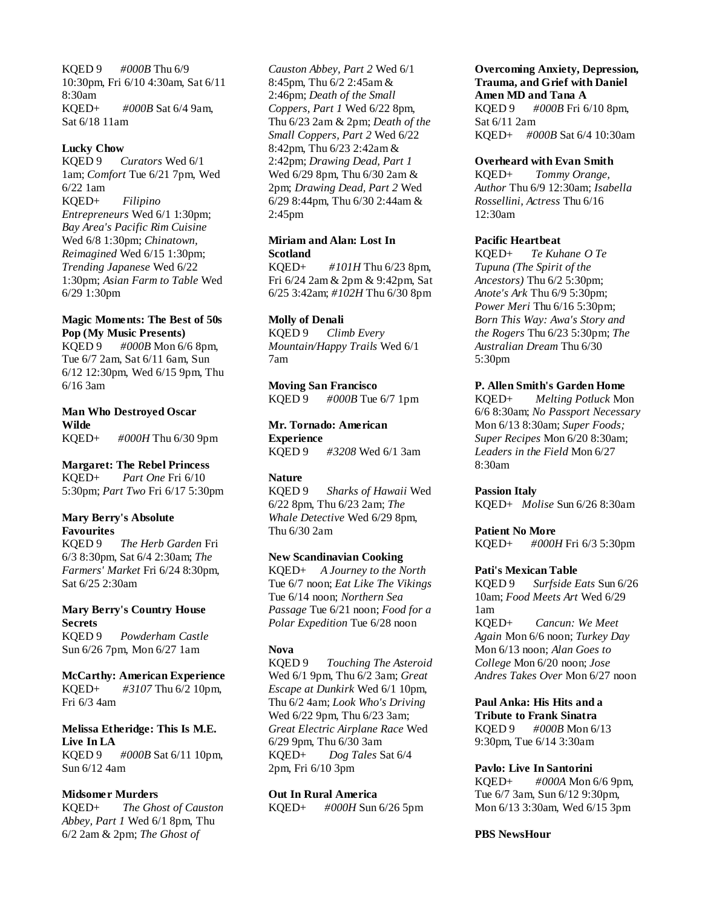KQED 9 *#000B* Thu 6/9 10:30pm, Fri 6/10 4:30am, Sat 6/11 8:30am
KQED+ *#000B* Sat 6/4 9am, Sat 6/18 11am

**Lucky Chow**
KQED 9 *Curators* Wed 6/1 1am; *Comfort* Tue 6/21 7pm, Wed 6/22 1am
KQED+ *Filipino Entrepreneurs* Wed 6/1 1:30pm; *Bay Area's Pacific Rim Cuisine* Wed 6/8 1:30pm; *Chinatown, Reimagined* Wed 6/15 1:30pm; *Trending Japanese* Wed 6/22 1:30pm; *Asian Farm to Table* Wed 6/29 1:30pm

**Magic Moments: The Best of 50s Pop (My Music Presents)**
KQED 9 *#000B* Mon 6/6 8pm, Tue 6/7 2am, Sat 6/11 6am, Sun 6/12 12:30pm, Wed 6/15 9pm, Thu 6/16 3am

**Man Who Destroyed Oscar Wilde**
KQED+ *#000H* Thu 6/30 9pm

**Margaret: The Rebel Princess**
KQED+ *Part One* Fri 6/10 5:30pm; *Part Two* Fri 6/17 5:30pm

**Mary Berry's Absolute Favourites**
KQED 9 *The Herb Garden* Fri 6/3 8:30pm, Sat 6/4 2:30am; *The Farmers' Market* Fri 6/24 8:30pm, Sat 6/25 2:30am

**Mary Berry's Country House Secrets**
KQED 9 *Powderham Castle* Sun 6/26 7pm, Mon 6/27 1am

**McCarthy: American Experience**
KQED+ *#3107* Thu 6/2 10pm, Fri 6/3 4am

**Melissa Etheridge: This Is M.E. Live In LA**
KQED 9 *#000B* Sat 6/11 10pm, Sun 6/12 4am

**Midsomer Murders**
KQED+ *The Ghost of Causton Abbey, Part 1* Wed 6/1 8pm, Thu 6/2 2am & 2pm; *The Ghost of Causton Abbey, Part 2* Wed 6/1 8:45pm, Thu 6/2 2:45am & 2:46pm; *Death of the Small Coppers, Part 1* Wed 6/22 8pm, Thu 6/23 2am & 2pm; *Death of the Small Coppers, Part 2* Wed 6/22 8:42pm, Thu 6/23 2:42am & 2:42pm; *Drawing Dead, Part 1* Wed 6/29 8pm, Thu 6/30 2am & 2pm; *Drawing Dead, Part 2* Wed 6/29 8:44pm, Thu 6/30 2:44am & 2:45pm

**Miriam and Alan: Lost In Scotland**
KQED+ *#101H* Thu 6/23 8pm, Fri 6/24 2am & 2pm & 9:42pm, Sat 6/25 3:42am; *#102H* Thu 6/30 8pm

**Molly of Denali**
KQED 9 *Climb Every Mountain/Happy Trails* Wed 6/1 7am

**Moving San Francisco**
KQED 9 *#000B* Tue 6/7 1pm

**Mr. Tornado: American Experience**
KQED 9 *#3208* Wed 6/1 3am

**Nature**
KQED 9 *Sharks of Hawaii* Wed 6/22 8pm, Thu 6/23 2am; *The Whale Detective* Wed 6/29 8pm, Thu 6/30 2am

**New Scandinavian Cooking**
KQED+ *A Journey to the North* Tue 6/7 noon; *Eat Like The Vikings* Tue 6/14 noon; *Northern Sea Passage* Tue 6/21 noon; *Food for a Polar Expedition* Tue 6/28 noon

**Nova**
KQED 9 *Touching The Asteroid* Wed 6/1 9pm, Thu 6/2 3am; *Great Escape at Dunkirk* Wed 6/1 10pm, Thu 6/2 4am; *Look Who's Driving* Wed 6/22 9pm, Thu 6/23 3am; *Great Electric Airplane Race* Wed 6/29 9pm, Thu 6/30 3am
KQED+ *Dog Tales* Sat 6/4 2pm, Fri 6/10 3pm

**Out In Rural America**
KQED+ *#000H* Sun 6/26 5pm

**Overcoming Anxiety, Depression, Trauma, and Grief with Daniel Amen MD and Tana A**
KQED 9 *#000B* Fri 6/10 8pm, Sat 6/11 2am
KQED+ *#000B* Sat 6/4 10:30am

**Overheard with Evan Smith**
KQED+ *Tommy Orange, Author* Thu 6/9 12:30am; *Isabella Rossellini, Actress* Thu 6/16 12:30am

**Pacific Heartbeat**
KQED+ *Te Kuhane O Te Tupuna (The Spirit of the Ancestors)* Thu 6/2 5:30pm; *Anote's Ark* Thu 6/9 5:30pm; *Power Meri* Thu 6/16 5:30pm; *Born This Way: Awa's Story and the Rogers* Thu 6/23 5:30pm; *The Australian Dream* Thu 6/30 5:30pm

**P. Allen Smith's Garden Home**
KQED+ *Melting Potluck* Mon 6/6 8:30am; *No Passport Necessary* Mon 6/13 8:30am; *Super Foods; Super Recipes* Mon 6/20 8:30am; *Leaders in the Field* Mon 6/27 8:30am

**Passion Italy**
KQED+ *Molise* Sun 6/26 8:30am

**Patient No More**
KQED+ *#000H* Fri 6/3 5:30pm

**Pati's Mexican Table**
KQED 9 *Surfside Eats* Sun 6/26 10am; *Food Meets Art* Wed 6/29 1am
KQED+ *Cancun: We Meet Again* Mon 6/6 noon; *Turkey Day* Mon 6/13 noon; *Alan Goes to College* Mon 6/20 noon; *Jose Andres Takes Over* Mon 6/27 noon

**Paul Anka: His Hits and a Tribute to Frank Sinatra**
KQED 9 *#000B* Mon 6/13 9:30pm, Tue 6/14 3:30am

**Pavlo: Live In Santorini**
KQED+ *#000A* Mon 6/6 9pm, Tue 6/7 3am, Sun 6/12 9:30pm, Mon 6/13 3:30am, Wed 6/15 3pm

**PBS NewsHour**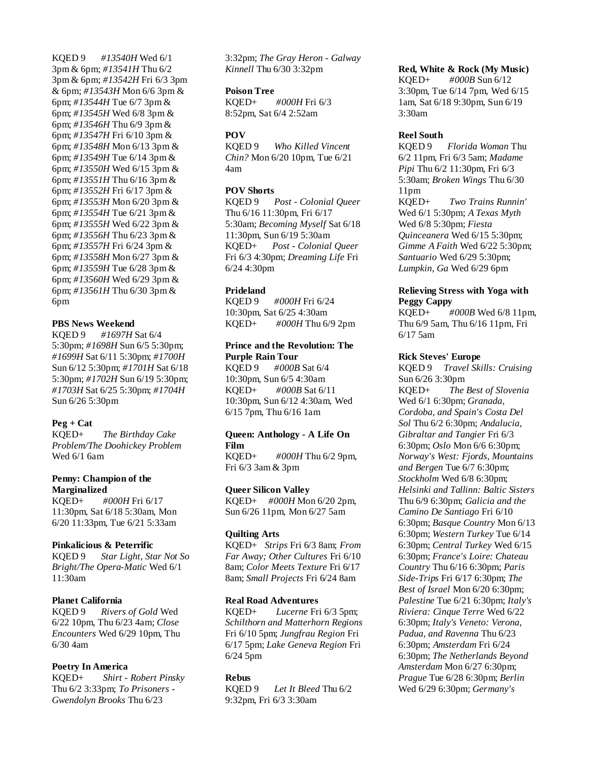KQED 9 *#13540H* Wed 6/1 3pm & 6pm; *#13541H* Thu 6/2 3pm & 6pm; *#13542H* Fri 6/3 3pm & 6pm; *#13543H* Mon 6/6 3pm & 6pm; *#13544H* Tue 6/7 3pm & 6pm; *#13545H* Wed 6/8 3pm & 6pm; *#13546H* Thu 6/9 3pm & 6pm; *#13547H* Fri 6/10 3pm & 6pm; *#13548H* Mon 6/13 3pm & 6pm; *#13549H* Tue 6/14 3pm & 6pm; *#13550H* Wed 6/15 3pm & 6pm; *#13551H* Thu 6/16 3pm & 6pm; *#13552H* Fri 6/17 3pm & 6pm; *#13553H* Mon 6/20 3pm & 6pm; *#13554H* Tue 6/21 3pm & 6pm; *#13555H* Wed 6/22 3pm & 6pm; *#13556H* Thu 6/23 3pm & 6pm; *#13557H* Fri 6/24 3pm & 6pm; *#13558H* Mon 6/27 3pm & 6pm; *#13559H* Tue 6/28 3pm & 6pm; *#13560H* Wed 6/29 3pm & 6pm; *#13561H* Thu 6/30 3pm & 6pm

**PBS News Weekend**
KQED 9 *#1697H* Sat 6/4 5:30pm; *#1698H* Sun 6/5 5:30pm; *#1699H* Sat 6/11 5:30pm; *#1700H* Sun 6/12 5:30pm; *#1701H* Sat 6/18 5:30pm; *#1702H* Sun 6/19 5:30pm; *#1703H* Sat 6/25 5:30pm; *#1704H* Sun 6/26 5:30pm

**Peg + Cat**
KQED+ *The Birthday Cake Problem/The Doohickey Problem* Wed 6/1 6am

**Penny: Champion of the Marginalized**
KQED+ *#000H* Fri 6/17 11:30pm, Sat 6/18 5:30am, Mon 6/20 11:33pm, Tue 6/21 5:33am

**Pinkalicious & Peterrific**
KQED 9 *Star Light, Star Not So Bright/The Opera-Matic* Wed 6/1 11:30am

**Planet California**
KQED 9 *Rivers of Gold* Wed 6/22 10pm, Thu 6/23 4am; *Close Encounters* Wed 6/29 10pm, Thu 6/30 4am

**Poetry In America**
KQED+ *Shirt - Robert Pinsky* Thu 6/2 3:33pm; *To Prisoners - Gwendolyn Brooks* Thu 6/23 3:32pm; *The Gray Heron - Galway Kinnell* Thu 6/30 3:32pm

**Poison Tree**
KQED+ *#000H* Fri 6/3 8:52pm, Sat 6/4 2:52am

**POV**
KQED 9 *Who Killed Vincent Chin?* Mon 6/20 10pm, Tue 6/21 4am

**POV Shorts**
KQED 9 *Post - Colonial Queer* Thu 6/16 11:30pm, Fri 6/17 5:30am; *Becoming Myself* Sat 6/18 11:30pm, Sun 6/19 5:30am
KQED+ *Post - Colonial Queer* Fri 6/3 4:30pm; *Dreaming Life* Fri 6/24 4:30pm

**Prideland**
KQED 9 *#000H* Fri 6/24 10:30pm, Sat 6/25 4:30am
KQED+ *#000H* Thu 6/9 2pm

**Prince and the Revolution: The Purple Rain Tour**
KQED 9 *#000B* Sat 6/4 10:30pm, Sun 6/5 4:30am
KQED+ *#000B* Sat 6/11 10:30pm, Sun 6/12 4:30am, Wed 6/15 7pm, Thu 6/16 1am

**Queen: Anthology - A Life On Film**
KQED+ *#000H* Thu 6/2 9pm, Fri 6/3 3am & 3pm

**Queer Silicon Valley**
KQED+ *#000H* Mon 6/20 2pm, Sun 6/26 11pm, Mon 6/27 5am

**Quilting Arts**
KQED+ *Strips* Fri 6/3 8am; *From Far Away; Other Cultures* Fri 6/10 8am; *Color Meets Texture* Fri 6/17 8am; *Small Projects* Fri 6/24 8am

**Real Road Adventures**
KQED+ *Lucerne* Fri 6/3 5pm; *Schilthorn and Matterhorn Regions* Fri 6/10 5pm; *Jungfrau Region* Fri 6/17 5pm; *Lake Geneva Region* Fri 6/24 5pm

**Rebus**
KQED 9 *Let It Bleed* Thu 6/2 9:32pm, Fri 6/3 3:30am

**Red, White & Rock (My Music)**
KQED+ *#000B* Sun 6/12 3:30pm, Tue 6/14 7pm, Wed 6/15 1am, Sat 6/18 9:30pm, Sun 6/19 3:30am

**Reel South**
KQED 9 *Florida Woman* Thu 6/2 11pm, Fri 6/3 5am; *Madame Pipi* Thu 6/2 11:30pm, Fri 6/3 5:30am; *Broken Wings* Thu 6/30 11pm
KQED+ *Two Trains Runnin'* Wed 6/1 5:30pm; *A Texas Myth* Wed 6/8 5:30pm; *Fiesta Quinceanera* Wed 6/15 5:30pm; *Gimme A Faith* Wed 6/22 5:30pm; *Santuario* Wed 6/29 5:30pm; *Lumpkin, Ga* Wed 6/29 6pm

**Relieving Stress with Yoga with Peggy Cappy**
KQED+ *#000B* Wed 6/8 11pm, Thu 6/9 5am, Thu 6/16 11pm, Fri 6/17 5am

**Rick Steves' Europe**
KQED 9 *Travel Skills: Cruising* Sun 6/26 3:30pm
KQED+ *The Best of Slovenia* Wed 6/1 6:30pm; *Granada, Cordoba, and Spain's Costa Del Sol* Thu 6/2 6:30pm; *Andalucia, Gibraltar and Tangier* Fri 6/3 6:30pm; *Oslo* Mon 6/6 6:30pm; *Norway's West: Fjords, Mountains and Bergen* Tue 6/7 6:30pm; *Stockholm* Wed 6/8 6:30pm; *Helsinki and Tallinn: Baltic Sisters* Thu 6/9 6:30pm; *Galicia and the Camino De Santiago* Fri 6/10 6:30pm; *Basque Country* Mon 6/13 6:30pm; *Western Turkey* Tue 6/14 6:30pm; *Central Turkey* Wed 6/15 6:30pm; *France's Loire: Chateau Country* Thu 6/16 6:30pm; *Paris Side-Trips* Fri 6/17 6:30pm; *The Best of Israel* Mon 6/20 6:30pm; *Palestine* Tue 6/21 6:30pm; *Italy's Riviera: Cinque Terre* Wed 6/22 6:30pm; *Italy's Veneto: Verona, Padua, and Ravenna* Thu 6/23 6:30pm; *Amsterdam* Fri 6/24 6:30pm; *The Netherlands Beyond Amsterdam* Mon 6/27 6:30pm; *Prague* Tue 6/28 6:30pm; *Berlin* Wed 6/29 6:30pm; *Germany's*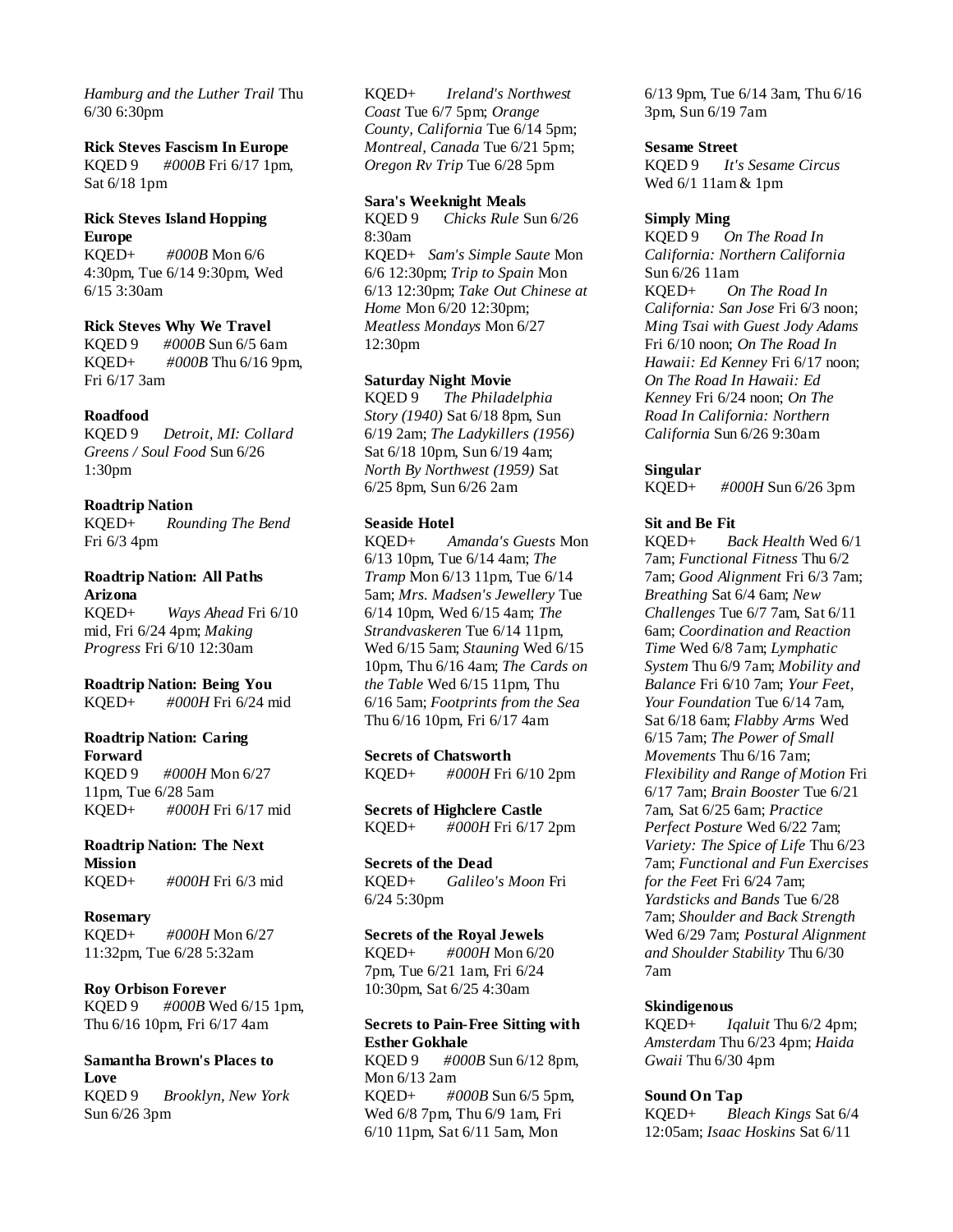*Hamburg and the Luther Trail* Thu 6/30 6:30pm

**Rick Steves Fascism In Europe**
KQED 9 *#000B* Fri 6/17 1pm, Sat 6/18 1pm

**Rick Steves Island Hopping Europe**
KQED+ *#000B* Mon 6/6 4:30pm, Tue 6/14 9:30pm, Wed 6/15 3:30am

**Rick Steves Why We Travel**
KQED 9 *#000B* Sun 6/5 6am
KQED+ *#000B* Thu 6/16 9pm, Fri 6/17 3am

**Roadfood**
KQED 9 *Detroit, MI: Collard Greens / Soul Food* Sun 6/26 1:30pm

**Roadtrip Nation**
KQED+ *Rounding The Bend* Fri 6/3 4pm

**Roadtrip Nation: All Paths Arizona**
KQED+ *Ways Ahead* Fri 6/10 mid, Fri 6/24 4pm; *Making Progress* Fri 6/10 12:30am

**Roadtrip Nation: Being You**
KQED+ *#000H* Fri 6/24 mid

**Roadtrip Nation: Caring Forward**
KQED 9 *#000H* Mon 6/27 11pm, Tue 6/28 5am
KQED+ *#000H* Fri 6/17 mid

**Roadtrip Nation: The Next Mission**
KQED+ *#000H* Fri 6/3 mid

**Rosemary**
KQED+ *#000H* Mon 6/27 11:32pm, Tue 6/28 5:32am

**Roy Orbison Forever**
KQED 9 *#000B* Wed 6/15 1pm, Thu 6/16 10pm, Fri 6/17 4am

**Samantha Brown's Places to Love**
KQED 9 *Brooklyn, New York* Sun 6/26 3pm
KQED+ *Ireland's Northwest Coast* Tue 6/7 5pm; *Orange County, California* Tue 6/14 5pm; *Montreal, Canada* Tue 6/21 5pm; *Oregon Rv Trip* Tue 6/28 5pm

**Sara's Weeknight Meals**
KQED 9 *Chicks Rule* Sun 6/26 8:30am
KQED+ *Sam's Simple Saute* Mon 6/6 12:30pm; *Trip to Spain* Mon 6/13 12:30pm; *Take Out Chinese at Home* Mon 6/20 12:30pm; *Meatless Mondays* Mon 6/27 12:30pm

**Saturday Night Movie**
KQED 9 *The Philadelphia Story (1940)* Sat 6/18 8pm, Sun 6/19 2am; *The Ladykillers (1956)* Sat 6/18 10pm, Sun 6/19 4am; *North By Northwest (1959)* Sat 6/25 8pm, Sun 6/26 2am

**Seaside Hotel**
KQED+ *Amanda's Guests* Mon 6/13 10pm, Tue 6/14 4am; *The Tramp* Mon 6/13 11pm, Tue 6/14 5am; *Mrs. Madsen's Jewellery* Tue 6/14 10pm, Wed 6/15 4am; *The Strandvaskeren* Tue 6/14 11pm, Wed 6/15 5am; *Stauning* Wed 6/15 10pm, Thu 6/16 4am; *The Cards on the Table* Wed 6/15 11pm, Thu 6/16 5am; *Footprints from the Sea* Thu 6/16 10pm, Fri 6/17 4am

**Secrets of Chatsworth**
KQED+ *#000H* Fri 6/10 2pm

**Secrets of Highclere Castle**
KQED+ *#000H* Fri 6/17 2pm

**Secrets of the Dead**
KQED+ *Galileo's Moon* Fri 6/24 5:30pm

**Secrets of the Royal Jewels**
KQED+ *#000H* Mon 6/20 7pm, Tue 6/21 1am, Fri 6/24 10:30pm, Sat 6/25 4:30am

**Secrets to Pain-Free Sitting with Esther Gokhale**
KQED 9 *#000B* Sun 6/12 8pm, Mon 6/13 2am
KQED+ *#000B* Sun 6/5 5pm, Wed 6/8 7pm, Thu 6/9 1am, Fri 6/10 11pm, Sat 6/11 5am, Mon 6/13 9pm, Tue 6/14 3am, Thu 6/16 3pm, Sun 6/19 7am

**Sesame Street**
KQED 9 *It's Sesame Circus* Wed 6/1 11am & 1pm

**Simply Ming**
KQED 9 *On The Road In California: Northern California* Sun 6/26 11am
KQED+ *On The Road In California: San Jose* Fri 6/3 noon; *Ming Tsai with Guest Jody Adams* Fri 6/10 noon; *On The Road In Hawaii: Ed Kenney* Fri 6/17 noon; *On The Road In Hawaii: Ed Kenney* Fri 6/24 noon; *On The Road In California: Northern California* Sun 6/26 9:30am

**Singular**
KQED+ *#000H* Sun 6/26 3pm

**Sit and Be Fit**
KQED+ *Back Health* Wed 6/1 7am; *Functional Fitness* Thu 6/2 7am; *Good Alignment* Fri 6/3 7am; *Breathing* Sat 6/4 6am; *New Challenges* Tue 6/7 7am, Sat 6/11 6am; *Coordination and Reaction Time* Wed 6/8 7am; *Lymphatic System* Thu 6/9 7am; *Mobility and Balance* Fri 6/10 7am; *Your Feet, Your Foundation* Tue 6/14 7am, Sat 6/18 6am; *Flabby Arms* Wed 6/15 7am; *The Power of Small Movements* Thu 6/16 7am; *Flexibility and Range of Motion* Fri 6/17 7am; *Brain Booster* Tue 6/21 7am, Sat 6/25 6am; *Practice Perfect Posture* Wed 6/22 7am; *Variety: The Spice of Life* Thu 6/23 7am; *Functional and Fun Exercises for the Feet* Fri 6/24 7am; *Yardsticks and Bands* Tue 6/28 7am; *Shoulder and Back Strength* Wed 6/29 7am; *Postural Alignment and Shoulder Stability* Thu 6/30 7am

**Skindigenous**
KQED+ *Iqaluit* Thu 6/2 4pm; *Amsterdam* Thu 6/23 4pm; *Haida Gwaii* Thu 6/30 4pm

**Sound On Tap**
KQED+ *Bleach Kings* Sat 6/4 12:05am; *Isaac Hoskins* Sat 6/11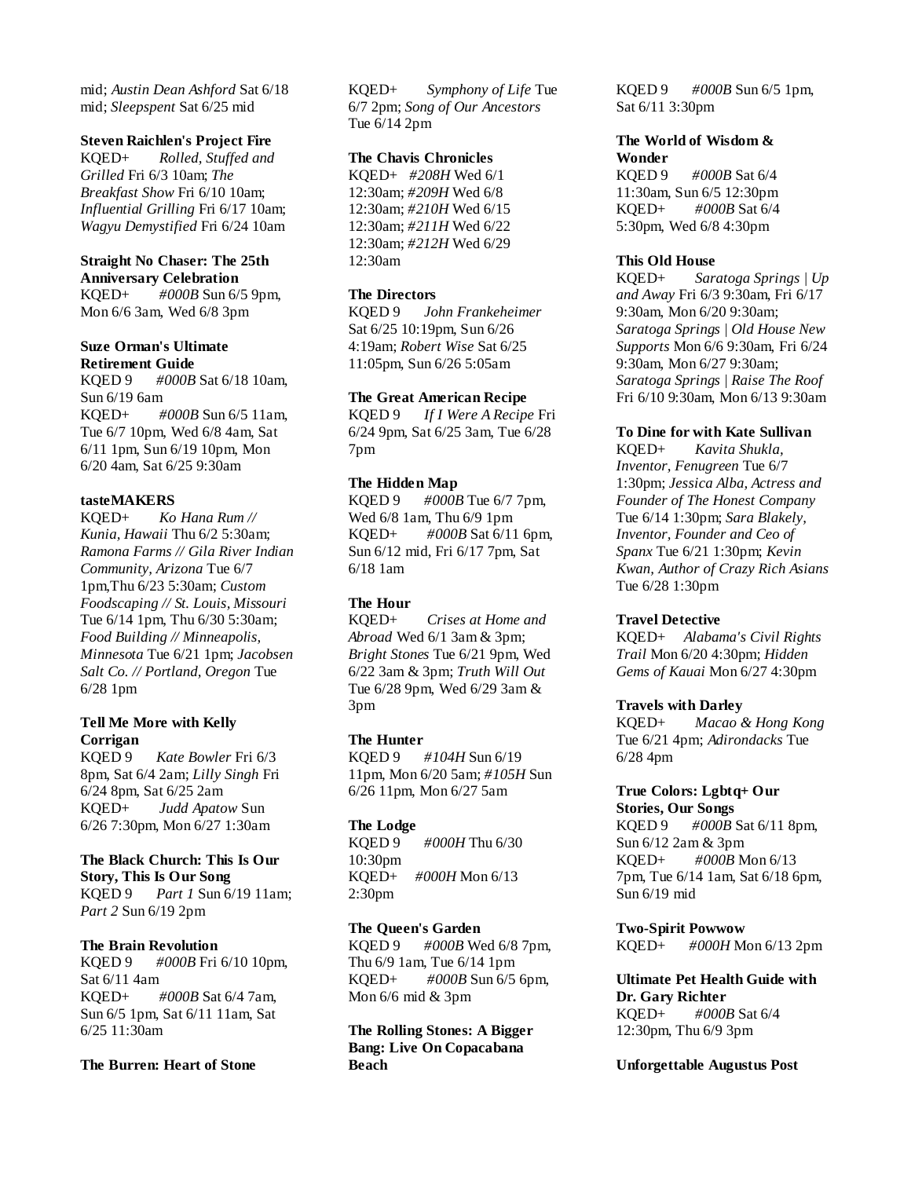mid; *Austin Dean Ashford* Sat 6/18 mid; *Sleepspent* Sat 6/25 mid

**Steven Raichlen's Project Fire**
KQED+ *Rolled, Stuffed and Grilled* Fri 6/3 10am; *The Breakfast Show* Fri 6/10 10am; *Influential Grilling* Fri 6/17 10am; *Wagyu Demystified* Fri 6/24 10am

**Straight No Chaser: The 25th Anniversary Celebration**
KQED+ *#000B* Sun 6/5 9pm, Mon 6/6 3am, Wed 6/8 3pm

**Suze Orman's Ultimate Retirement Guide**
KQED 9 *#000B* Sat 6/18 10am, Sun 6/19 6am
KQED+ *#000B* Sun 6/5 11am, Tue 6/7 10pm, Wed 6/8 4am, Sat 6/11 1pm, Sun 6/19 10pm, Mon 6/20 4am, Sat 6/25 9:30am

**tasteMAKERS**
KQED+ *Ko Hana Rum // Kunia, Hawaii* Thu 6/2 5:30am; *Ramona Farms // Gila River Indian Community, Arizona* Tue 6/7 1pm,Thu 6/23 5:30am; *Custom Foodscaping // St. Louis, Missouri* Tue 6/14 1pm, Thu 6/30 5:30am; *Food Building // Minneapolis, Minnesota* Tue 6/21 1pm; *Jacobsen Salt Co. // Portland, Oregon* Tue 6/28 1pm

**Tell Me More with Kelly Corrigan**
KQED 9 *Kate Bowler* Fri 6/3 8pm, Sat 6/4 2am; *Lilly Singh* Fri 6/24 8pm, Sat 6/25 2am
KQED+ *Judd Apatow* Sun 6/26 7:30pm, Mon 6/27 1:30am

**The Black Church: This Is Our Story, This Is Our Song**
KQED 9 *Part 1* Sun 6/19 11am; *Part 2* Sun 6/19 2pm

**The Brain Revolution**
KQED 9 *#000B* Fri 6/10 10pm, Sat 6/11 4am
KQED+ *#000B* Sat 6/4 7am, Sun 6/5 1pm, Sat 6/11 11am, Sat 6/25 11:30am

**The Burren: Heart of Stone**
KQED+ *Symphony of Life* Tue 6/7 2pm; *Song of Our Ancestors* Tue 6/14 2pm

**The Chavis Chronicles**
KQED+ *#208H* Wed 6/1 12:30am; *#209H* Wed 6/8 12:30am; *#210H* Wed 6/15 12:30am; *#211H* Wed 6/22 12:30am; *#212H* Wed 6/29 12:30am

**The Directors**
KQED 9 *John Frankeheimer* Sat 6/25 10:19pm, Sun 6/26 4:19am; *Robert Wise* Sat 6/25 11:05pm, Sun 6/26 5:05am

**The Great American Recipe**
KQED 9 *If I Were A Recipe* Fri 6/24 9pm, Sat 6/25 3am, Tue 6/28 7pm

**The Hidden Map**
KQED 9 *#000B* Tue 6/7 7pm, Wed 6/8 1am, Thu 6/9 1pm
KQED+ *#000B* Sat 6/11 6pm, Sun 6/12 mid, Fri 6/17 7pm, Sat 6/18 1am

**The Hour**
KQED+ *Crises at Home and Abroad* Wed 6/1 3am & 3pm; *Bright Stones* Tue 6/21 9pm, Wed 6/22 3am & 3pm; *Truth Will Out* Tue 6/28 9pm, Wed 6/29 3am & 3pm

**The Hunter**
KQED 9 *#104H* Sun 6/19 11pm, Mon 6/20 5am; *#105H* Sun 6/26 11pm, Mon 6/27 5am

**The Lodge**
KQED 9 *#000H* Thu 6/30 10:30pm
KQED+ *#000H* Mon 6/13 2:30pm

**The Queen's Garden**
KQED 9 *#000B* Wed 6/8 7pm, Thu 6/9 1am, Tue 6/14 1pm
KQED+ *#000B* Sun 6/5 6pm, Mon 6/6 mid & 3pm

**The Rolling Stones: A Bigger Bang: Live On Copacabana Beach**
KQED 9 *#000B* Sun 6/5 1pm, Sat 6/11 3:30pm

**The World of Wisdom & Wonder**
KQED 9 *#000B* Sat 6/4 11:30am, Sun 6/5 12:30pm
KQED+ *#000B* Sat 6/4 5:30pm, Wed 6/8 4:30pm

**This Old House**
KQED+ *Saratoga Springs | Up and Away* Fri 6/3 9:30am, Fri 6/17 9:30am, Mon 6/20 9:30am; *Saratoga Springs | Old House New Supports* Mon 6/6 9:30am, Fri 6/24 9:30am, Mon 6/27 9:30am; *Saratoga Springs | Raise The Roof* Fri 6/10 9:30am, Mon 6/13 9:30am

**To Dine for with Kate Sullivan**
KQED+ *Kavita Shukla, Inventor, Fenugreen* Tue 6/7 1:30pm; *Jessica Alba, Actress and Founder of The Honest Company* Tue 6/14 1:30pm; *Sara Blakely, Inventor, Founder and Ceo of Spanx* Tue 6/21 1:30pm; *Kevin Kwan, Author of Crazy Rich Asians* Tue 6/28 1:30pm

**Travel Detective**
KQED+ *Alabama's Civil Rights Trail* Mon 6/20 4:30pm; *Hidden Gems of Kauai* Mon 6/27 4:30pm

**Travels with Darley**
KQED+ *Macao & Hong Kong* Tue 6/21 4pm; *Adirondacks* Tue 6/28 4pm

**True Colors: Lgbtq+ Our Stories, Our Songs**
KQED 9 *#000B* Sat 6/11 8pm, Sun 6/12 2am & 3pm
KQED+ *#000B* Mon 6/13 7pm, Tue 6/14 1am, Sat 6/18 6pm, Sun 6/19 mid

**Two-Spirit Powwow**
KQED+ *#000H* Mon 6/13 2pm

**Ultimate Pet Health Guide with Dr. Gary Richter**
KQED+ *#000B* Sat 6/4 12:30pm, Thu 6/9 3pm

**Unforgettable Augustus Post**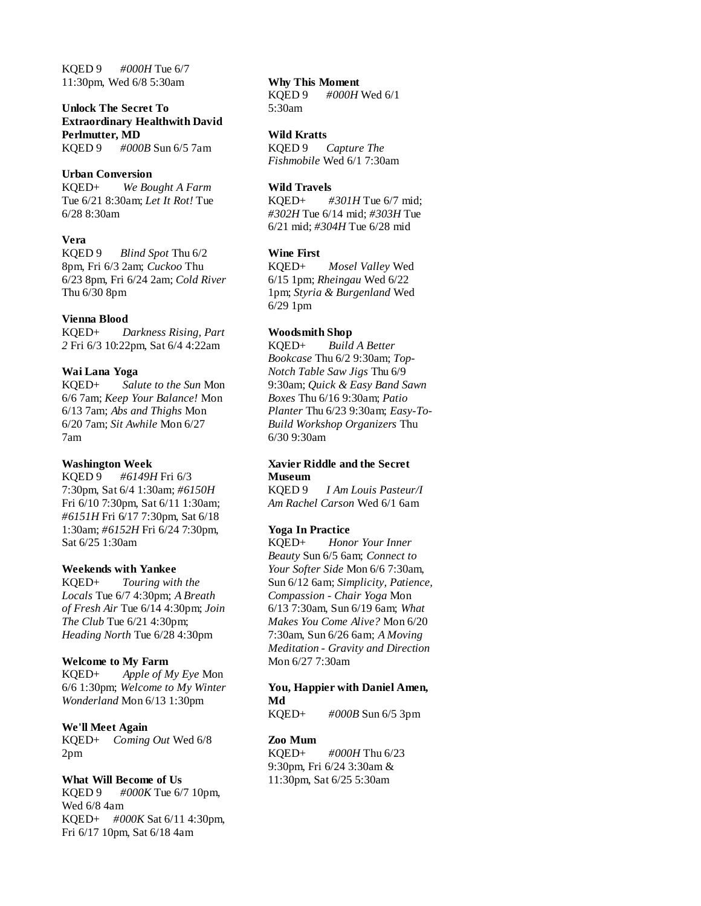KQED 9 *#000H* Tue 6/7 11:30pm, Wed 6/8 5:30am

**Unlock The Secret To Extraordinary Healthwith David Perlmutter, MD**
KQED 9 *#000B* Sun 6/5 7am

**Urban Conversion**
KQED+ *We Bought A Farm* Tue 6/21 8:30am; *Let It Rot!* Tue 6/28 8:30am

**Vera**
KQED 9 *Blind Spot* Thu 6/2 8pm, Fri 6/3 2am; *Cuckoo* Thu 6/23 8pm, Fri 6/24 2am; *Cold River* Thu 6/30 8pm

**Vienna Blood**
KQED+ *Darkness Rising, Part 2* Fri 6/3 10:22pm, Sat 6/4 4:22am

**Wai Lana Yoga**
KQED+ *Salute to the Sun* Mon 6/6 7am; *Keep Your Balance!* Mon 6/13 7am; *Abs and Thighs* Mon 6/20 7am; *Sit Awhile* Mon 6/27 7am

**Washington Week**
KQED 9 *#6149H* Fri 6/3 7:30pm, Sat 6/4 1:30am; *#6150H* Fri 6/10 7:30pm, Sat 6/11 1:30am; *#6151H* Fri 6/17 7:30pm, Sat 6/18 1:30am; *#6152H* Fri 6/24 7:30pm, Sat 6/25 1:30am

**Weekends with Yankee**
KQED+ *Touring with the Locals* Tue 6/7 4:30pm; *A Breath of Fresh Air* Tue 6/14 4:30pm; *Join The Club* Tue 6/21 4:30pm; *Heading North* Tue 6/28 4:30pm

**Welcome to My Farm**
KQED+ *Apple of My Eye* Mon 6/6 1:30pm; *Welcome to My Winter Wonderland* Mon 6/13 1:30pm

**We'll Meet Again**
KQED+ *Coming Out* Wed 6/8 2pm

**What Will Become of Us**
KQED 9 *#000K* Tue 6/7 10pm, Wed 6/8 4am
KQED+ *#000K* Sat 6/11 4:30pm, Fri 6/17 10pm, Sat 6/18 4am

**Why This Moment**
KQED 9 *#000H* Wed 6/1 5:30am

**Wild Kratts**
KQED 9 *Capture The Fishmobile* Wed 6/1 7:30am

**Wild Travels**
KQED+ *#301H* Tue 6/7 mid; *#302H* Tue 6/14 mid; *#303H* Tue 6/21 mid; *#304H* Tue 6/28 mid

**Wine First**
KQED+ *Mosel Valley* Wed 6/15 1pm; *Rheingau* Wed 6/22 1pm; *Styria & Burgenland* Wed 6/29 1pm

**Woodsmith Shop**
KQED+ *Build A Better Bookcase* Thu 6/2 9:30am; *Top-Notch Table Saw Jigs* Thu 6/9 9:30am; *Quick & Easy Band Sawn Boxes* Thu 6/16 9:30am; *Patio Planter* Thu 6/23 9:30am; *Easy-To-Build Workshop Organizers* Thu 6/30 9:30am

**Xavier Riddle and the Secret Museum**
KQED 9 *I Am Louis Pasteur/I Am Rachel Carson* Wed 6/1 6am

**Yoga In Practice**
KQED+ *Honor Your Inner Beauty* Sun 6/5 6am; *Connect to Your Softer Side* Mon 6/6 7:30am, Sun 6/12 6am; *Simplicity, Patience, Compassion - Chair Yoga* Mon 6/13 7:30am, Sun 6/19 6am; *What Makes You Come Alive?* Mon 6/20 7:30am, Sun 6/26 6am; *A Moving Meditation - Gravity and Direction* Mon 6/27 7:30am

**You, Happier with Daniel Amen, Md**
KQED+ *#000B* Sun 6/5 3pm

**Zoo Mum**
KQED+ *#000H* Thu 6/23 9:30pm, Fri 6/24 3:30am & 11:30pm, Sat 6/25 5:30am